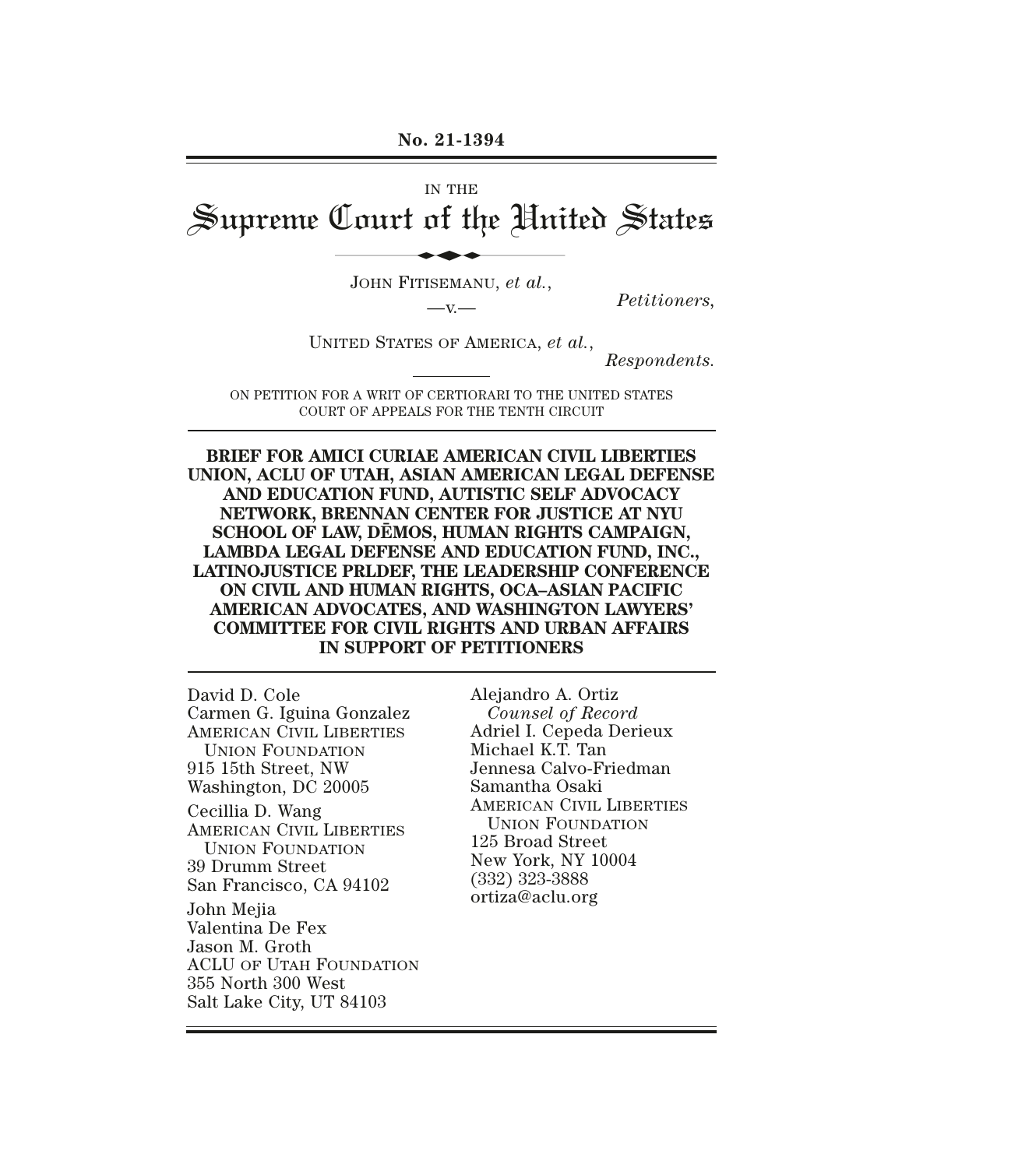No. 21-1394

IN THE

# Supreme Court of the United States

JOHN FITISEMANU, *et al.*,

*Petitioners*,

—v.—

UNITED STATES OF AMERICA, *et al.*,

*Respondents.*

ON PETITION FOR A WRIT OF CERTIORARI TO THE UNITED STATES COURT OF APPEALS FOR THE TENTH CIRCUIT

**BRIEF FOR AMICI CURIAE AMERICAN CIVIL LIBERTIES UNION, ACLU OF UTAH, ASIAN AMERICAN LEGAL DEFENSE AND EDUCATION FUND, AUTISTIC SELF ADVOCACY NETWORK, BRENNAN CENTER FOR JUSTICE AT NYU SCHOOL OF LAW, DĒMOS, HUMAN RIGHTS CAMPAIGN, LAMBDA LEGAL DEFENSE AND EDUCATION FUND, INC., LATINOJUSTICE PRLDEF, THE LEADERSHIP CONFERENCE ON CIVIL AND HUMAN RIGHTS, OCA–ASIAN PACIFIC AMERICAN ADVOCATES, AND WASHINGTON LAWYERS' COMMITTEE FOR CIVIL RIGHTS AND URBAN AFFAIRS IN SUPPORT OF PETITIONERS**

David D. Cole
Carmen G. Iguina Gonzalez
AMERICAN CIVIL LIBERTIES UNION FOUNDATION
915 15th Street, NW
Washington, DC 20005

Cecillia D. Wang
AMERICAN CIVIL LIBERTIES UNION FOUNDATION
39 Drumm Street
San Francisco, CA 94102

John Mejia
Valentina De Fex
Jason M. Groth
ACLU OF UTAH FOUNDATION
355 North 300 West
Salt Lake City, UT 84103

Alejandro A. Ortiz
*Counsel of Record*
Adriel I. Cepeda Derieux
Michael K.T. Tan
Jennesa Calvo-Friedman
Samantha Osaki
AMERICAN CIVIL LIBERTIES UNION FOUNDATION
125 Broad Street
New York, NY 10004
(332) 323-3888
ortiza@aclu.org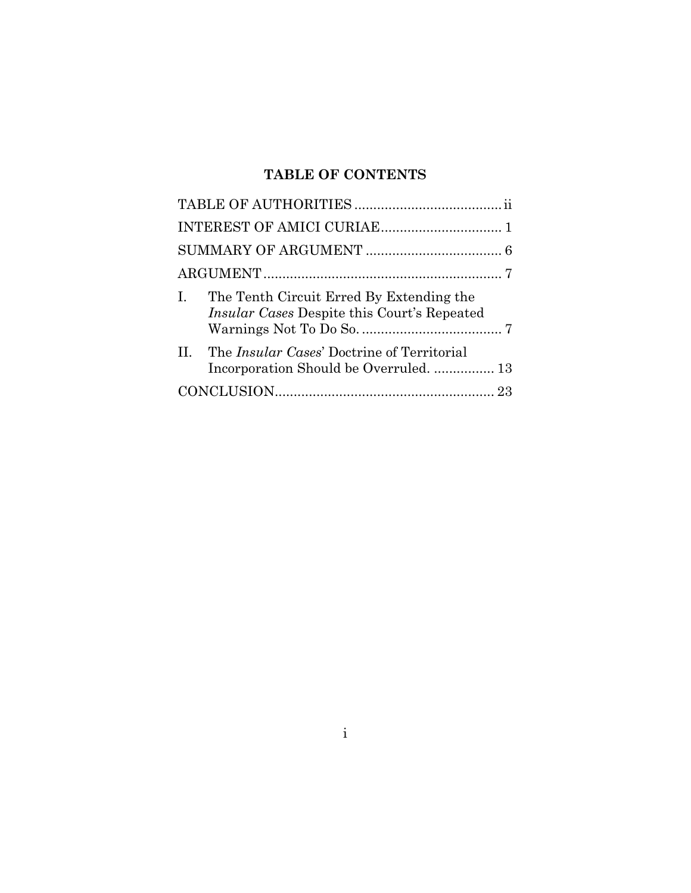## TABLE OF CONTENTS

| | |
|---|---|
| TABLE OF AUTHORITIES | ii |
| INTEREST OF AMICI CURIAE | 1 |
| SUMMARY OF ARGUMENT | 6 |
| ARGUMENT | 7 |
| I. The Tenth Circuit Erred By Extending the *Insular Cases* Despite this Court's Repeated Warnings Not To Do So. | 7 |
| II. The *Insular Cases*' Doctrine of Territorial Incorporation Should be Overruled. | 13 |
| CONCLUSION | 23 |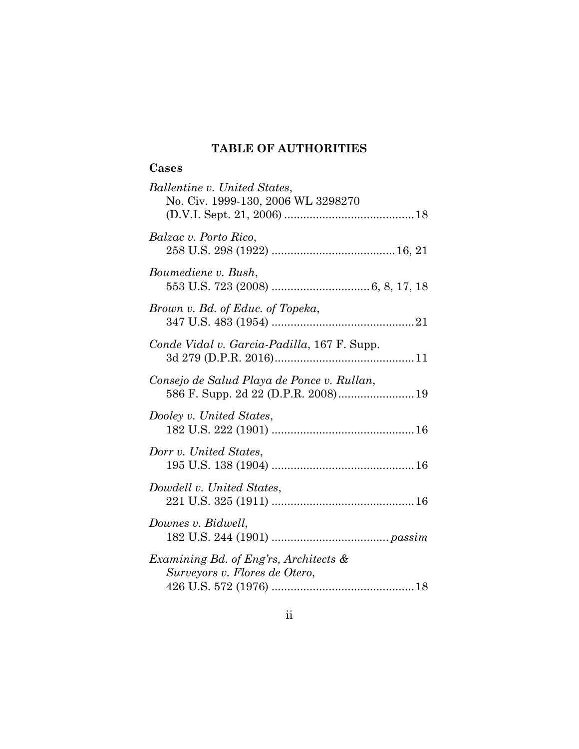## TABLE OF AUTHORITIES

### Cases

*Ballentine v. United States*,
No. Civ. 1999-130, 2006 WL 3298270
(D.V.I. Sept. 21, 2006) .......................................... 18

*Balzac v. Porto Rico*,
258 U.S. 298 (1922) ....................................... 16, 21

*Boumediene v. Bush*,
553 U.S. 723 (2008) ............................... 6, 8, 17, 18

*Brown v. Bd. of Educ. of Topeka*,
347 U.S. 483 (1954) ............................................. 21

*Conde Vidal v. Garcia-Padilla*, 167 F. Supp.
3d 279 (D.P.R. 2016)............................................ 11

*Consejo de Salud Playa de Ponce v. Rullan*,
586 F. Supp. 2d 22 (D.P.R. 2008)........................ 19

*Dooley v. United States*,
182 U.S. 222 (1901) ............................................. 16

*Dorr v. United States*,
195 U.S. 138 (1904) ............................................. 16

*Dowdell v. United States*,
221 U.S. 325 (1911) ............................................. 16

*Downes v. Bidwell*,
182 U.S. 244 (1901) ..................................... *passim*

*Examining Bd. of Eng'rs, Architects & Surveyors v. Flores de Otero*,
426 U.S. 572 (1976) ............................................. 18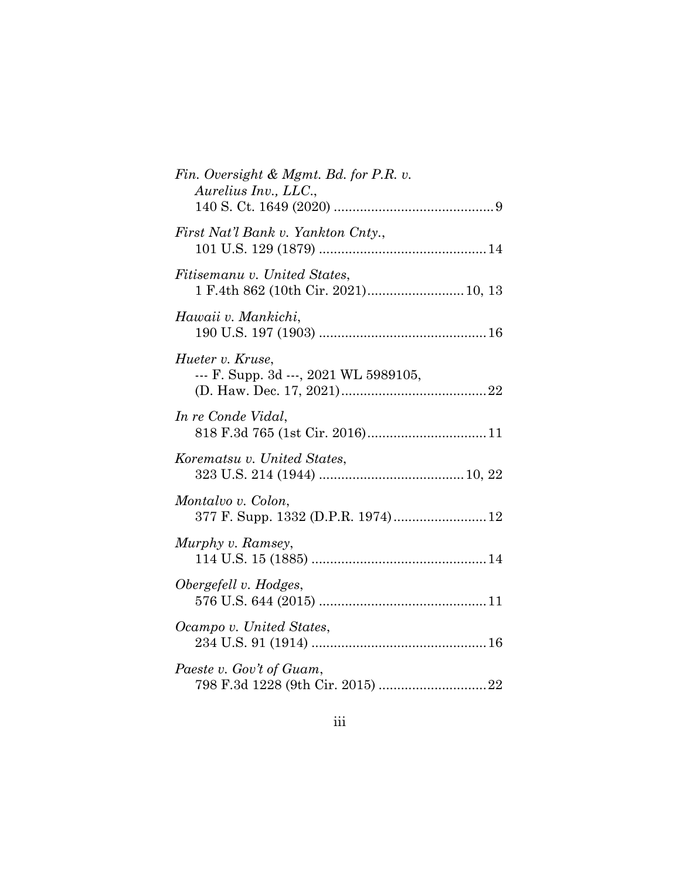*Fin. Oversight & Mgmt. Bd. for P.R. v. Aurelius Inv., LLC.*,
140 S. Ct. 1649 (2020) .......................................... 9

*First Nat'l Bank v. Yankton Cnty.*,
101 U.S. 129 (1879) ............................................ 14

*Fitisemanu v. United States*,
1 F.4th 862 (10th Cir. 2021)......................... 10, 13

*Hawaii v. Mankichi*,
190 U.S. 197 (1903) ............................................ 16

*Hueter v. Kruse*,
--- F. Supp. 3d ---, 2021 WL 5989105,
(D. Haw. Dec. 17, 2021)...................................... 22

*In re Conde Vidal*,
818 F.3d 765 (1st Cir. 2016)............................... 11

*Korematsu v. United States*,
323 U.S. 214 (1944) ...................................... 10, 22

*Montalvo v. Colon*,
377 F. Supp. 1332 (D.P.R. 1974)........................ 12

*Murphy v. Ramsey*,
114 U.S. 15 (1885) .............................................. 14

*Obergefell v. Hodges*,
576 U.S. 644 (2015) ............................................ 11

*Ocampo v. United States*,
234 U.S. 91 (1914) .............................................. 16

*Paeste v. Gov't of Guam*,
798 F.3d 1228 (9th Cir. 2015) ............................ 22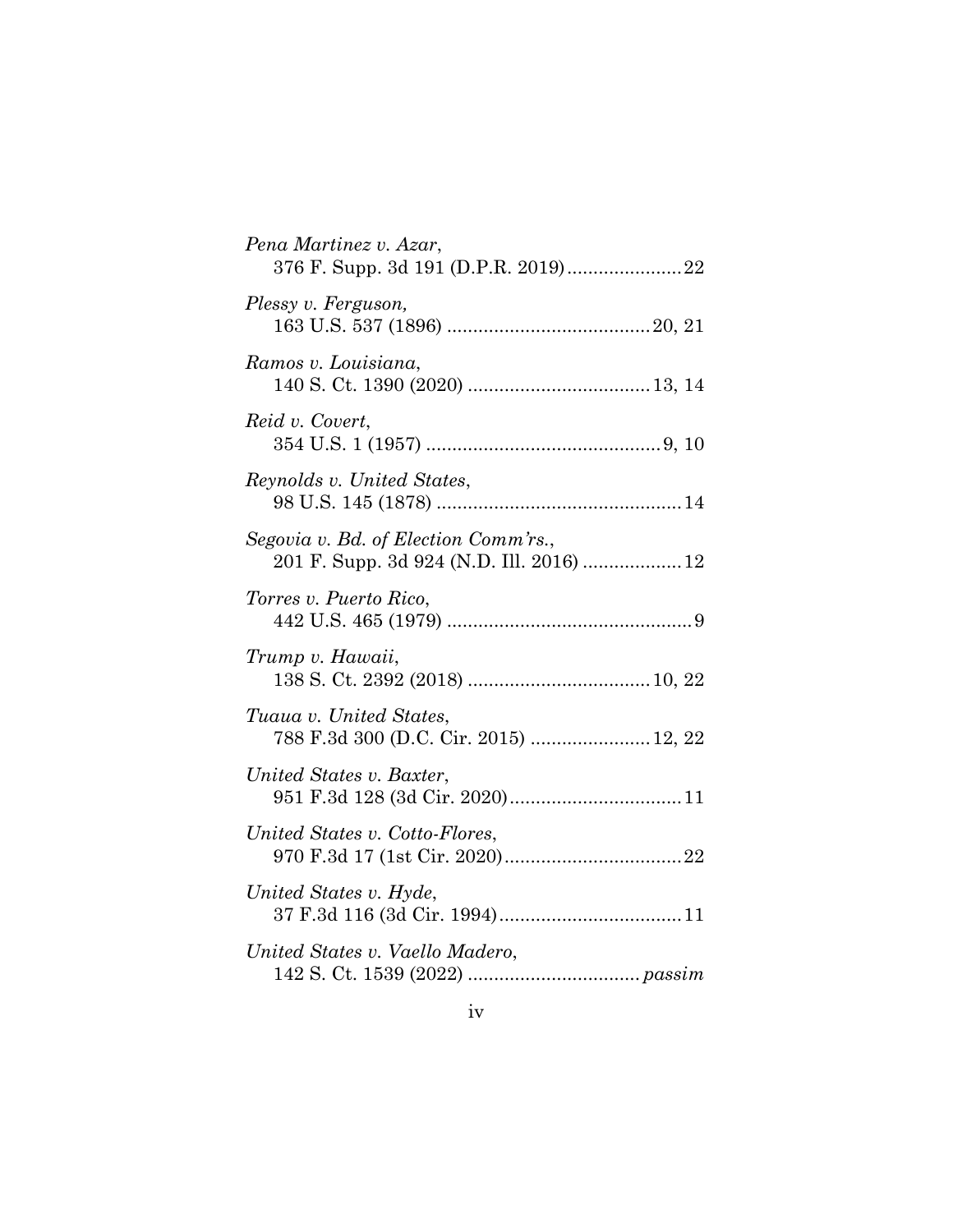*Pena Martinez v. Azar*,
376 F. Supp. 3d 191 (D.P.R. 2019) ...................... 22

*Plessy v. Ferguson,*
163 U.S. 537 (1896) ...................................... 20, 21

*Ramos v. Louisiana*,
140 S. Ct. 1390 (2020) .................................. 13, 14

*Reid v. Covert*,
354 U.S. 1 (1957) ............................................ 9, 10

*Reynolds v. United States*,
98 U.S. 145 (1878) .............................................. 14

*Segovia v. Bd. of Election Comm'rs.*,
201 F. Supp. 3d 924 (N.D. Ill. 2016) .................. 12

*Torres v. Puerto Rico*,
442 U.S. 465 (1979) .............................................. 9

*Trump v. Hawaii*,
138 S. Ct. 2392 (2018) .................................. 10, 22

*Tuaua v. United States*,
788 F.3d 300 (D.C. Cir. 2015) ...................... 12, 22

*United States v. Baxter*,
951 F.3d 128 (3d Cir. 2020)................................ 11

*United States v. Cotto-Flores*,
970 F.3d 17 (1st Cir. 2020).................................. 22

*United States v. Hyde*,
37 F.3d 116 (3d Cir. 1994)................................... 11

*United States v. Vaello Madero*,
142 S. Ct. 1539 (2022) ................................. *passim*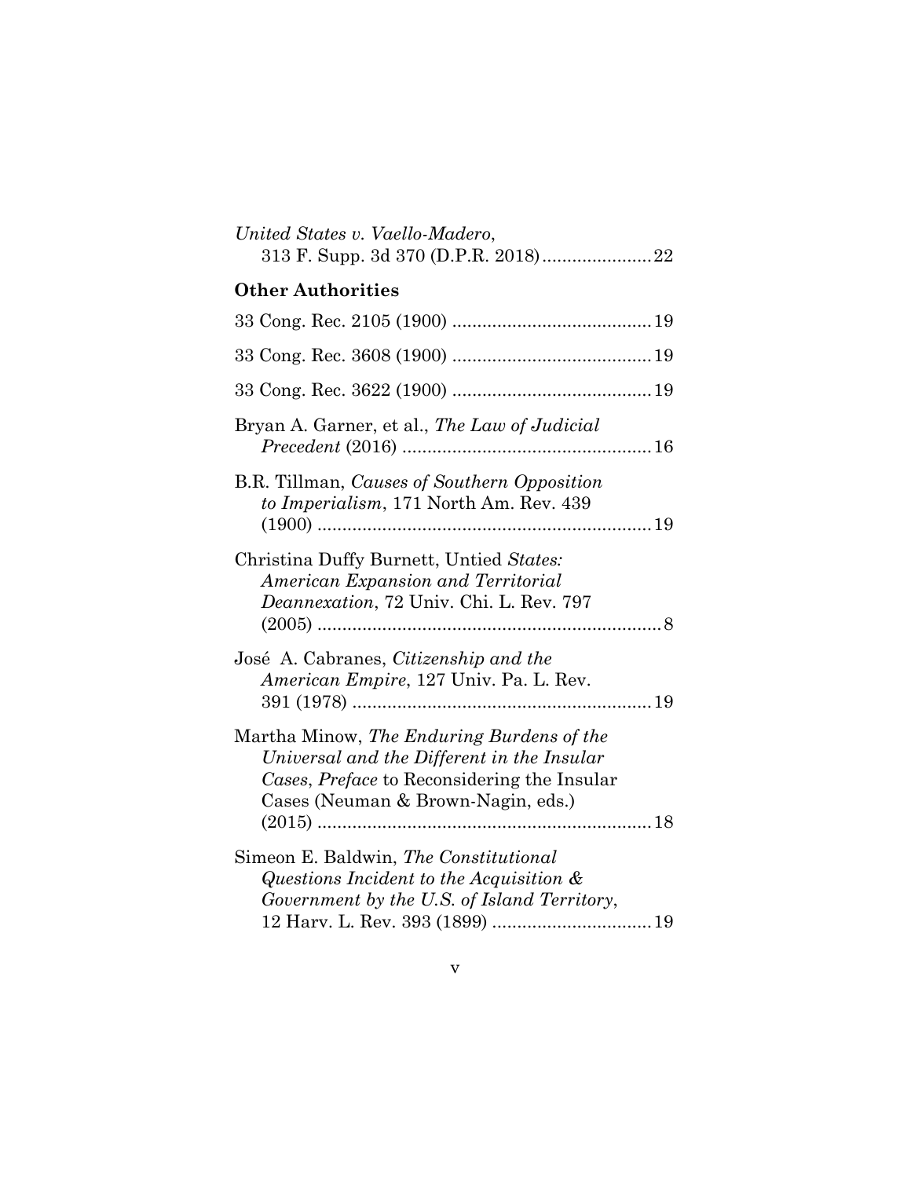*United States v. Vaello-Madero*,
313 F. Supp. 3d 370 (D.P.R. 2018)......................22

**Other Authorities**

33 Cong. Rec. 2105 (1900) ........................................19

33 Cong. Rec. 3608 (1900) ........................................19

33 Cong. Rec. 3622 (1900) ........................................19

Bryan A. Garner, et al., *The Law of Judicial Precedent* (2016) ..................................................16

B.R. Tillman, *Causes of Southern Opposition to Imperialism*, 171 North Am. Rev. 439 (1900) ...................................................................19

Christina Duffy Burnett, Untied *States: American Expansion and Territorial Deannexation*, 72 Univ. Chi. L. Rev. 797 (2005) .....................................................................8

José A. Cabranes, *Citizenship and the American Empire*, 127 Univ. Pa. L. Rev. 391 (1978) ............................................................19

Martha Minow, *The Enduring Burdens of the Universal and the Different in the Insular Cases*, *Preface* to Reconsidering the Insular Cases (Neuman & Brown-Nagin, eds.) (2015) ...................................................................18

Simeon E. Baldwin, *The Constitutional Questions Incident to the Acquisition & Government by the U.S. of Island Territory*, 12 Harv. L. Rev. 393 (1899) ................................19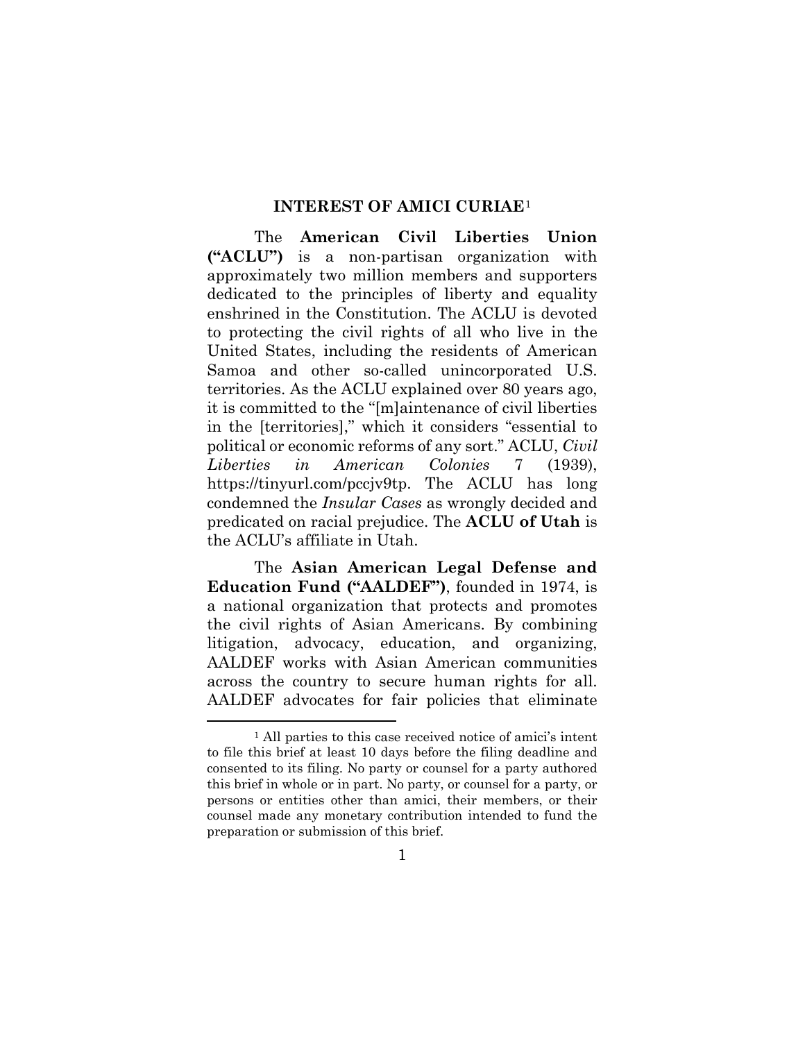## INTEREST OF AMICI CURIAE[1]

The **American Civil Liberties Union ("ACLU")** is a non-partisan organization with approximately two million members and supporters dedicated to the principles of liberty and equality enshrined in the Constitution. The ACLU is devoted to protecting the civil rights of all who live in the United States, including the residents of American Samoa and other so-called unincorporated U.S. territories. As the ACLU explained over 80 years ago, it is committed to the "[m]aintenance of civil liberties in the [territories]," which it considers "essential to political or economic reforms of any sort." ACLU, *Civil Liberties in American Colonies* 7 (1939), https://tinyurl.com/pccjv9tp. The ACLU has long condemned the *Insular Cases* as wrongly decided and predicated on racial prejudice. The **ACLU of Utah** is the ACLU's affiliate in Utah.

The **Asian American Legal Defense and Education Fund ("AALDEF")**, founded in 1974, is a national organization that protects and promotes the civil rights of Asian Americans. By combining litigation, advocacy, education, and organizing, AALDEF works with Asian American communities across the country to secure human rights for all. AALDEF advocates for fair policies that eliminate

[1] All parties to this case received notice of amici's intent to file this brief at least 10 days before the filing deadline and consented to its filing. No party or counsel for a party authored this brief in whole or in part. No party, or counsel for a party, or persons or entities other than amici, their members, or their counsel made any monetary contribution intended to fund the preparation or submission of this brief.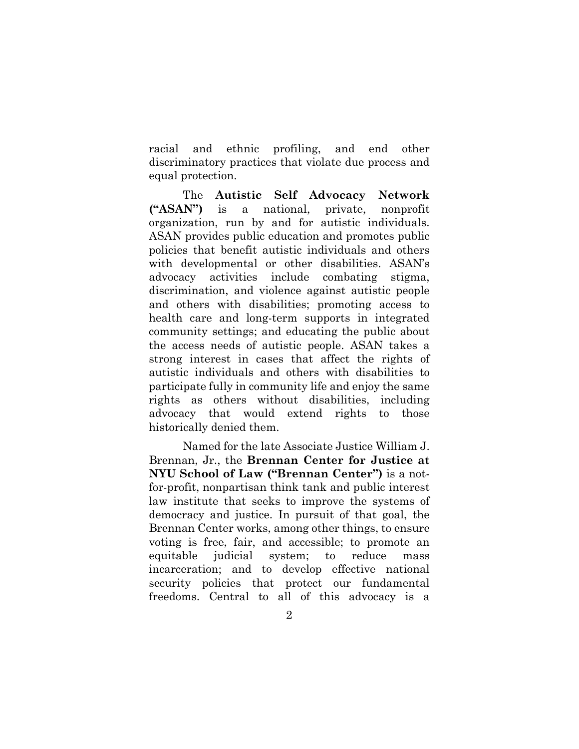racial and ethnic profiling, and end other discriminatory practices that violate due process and equal protection.

The **Autistic Self Advocacy Network ("ASAN")** is a national, private, nonprofit organization, run by and for autistic individuals. ASAN provides public education and promotes public policies that benefit autistic individuals and others with developmental or other disabilities. ASAN's advocacy activities include combating stigma, discrimination, and violence against autistic people and others with disabilities; promoting access to health care and long-term supports in integrated community settings; and educating the public about the access needs of autistic people. ASAN takes a strong interest in cases that affect the rights of autistic individuals and others with disabilities to participate fully in community life and enjoy the same rights as others without disabilities, including advocacy that would extend rights to those historically denied them.

Named for the late Associate Justice William J. Brennan, Jr., the **Brennan Center for Justice at NYU School of Law ("Brennan Center")** is a not-for-profit, nonpartisan think tank and public interest law institute that seeks to improve the systems of democracy and justice. In pursuit of that goal, the Brennan Center works, among other things, to ensure voting is free, fair, and accessible; to promote an equitable judicial system; to reduce mass incarceration; and to develop effective national security policies that protect our fundamental freedoms. Central to all of this advocacy is a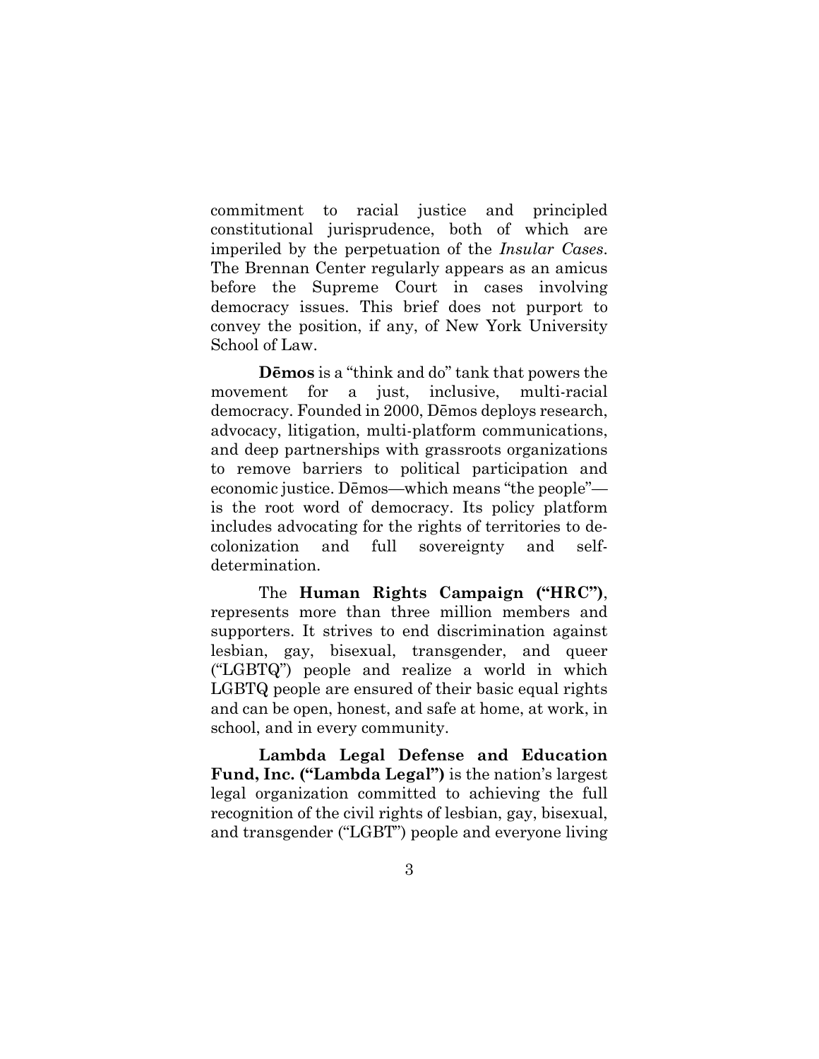commitment to racial justice and principled constitutional jurisprudence, both of which are imperiled by the perpetuation of the *Insular Cases*. The Brennan Center regularly appears as an amicus before the Supreme Court in cases involving democracy issues. This brief does not purport to convey the position, if any, of New York University School of Law.

**Dēmos** is a "think and do" tank that powers the movement for a just, inclusive, multi-racial democracy. Founded in 2000, Dēmos deploys research, advocacy, litigation, multi-platform communications, and deep partnerships with grassroots organizations to remove barriers to political participation and economic justice. Dēmos—which means "the people"—is the root word of democracy. Its policy platform includes advocating for the rights of territories to decolonization and full sovereignty and self-determination.

The **Human Rights Campaign ("HRC")**, represents more than three million members and supporters. It strives to end discrimination against lesbian, gay, bisexual, transgender, and queer ("LGBTQ") people and realize a world in which LGBTQ people are ensured of their basic equal rights and can be open, honest, and safe at home, at work, in school, and in every community.

**Lambda Legal Defense and Education Fund, Inc. ("Lambda Legal")** is the nation's largest legal organization committed to achieving the full recognition of the civil rights of lesbian, gay, bisexual, and transgender ("LGBT") people and everyone living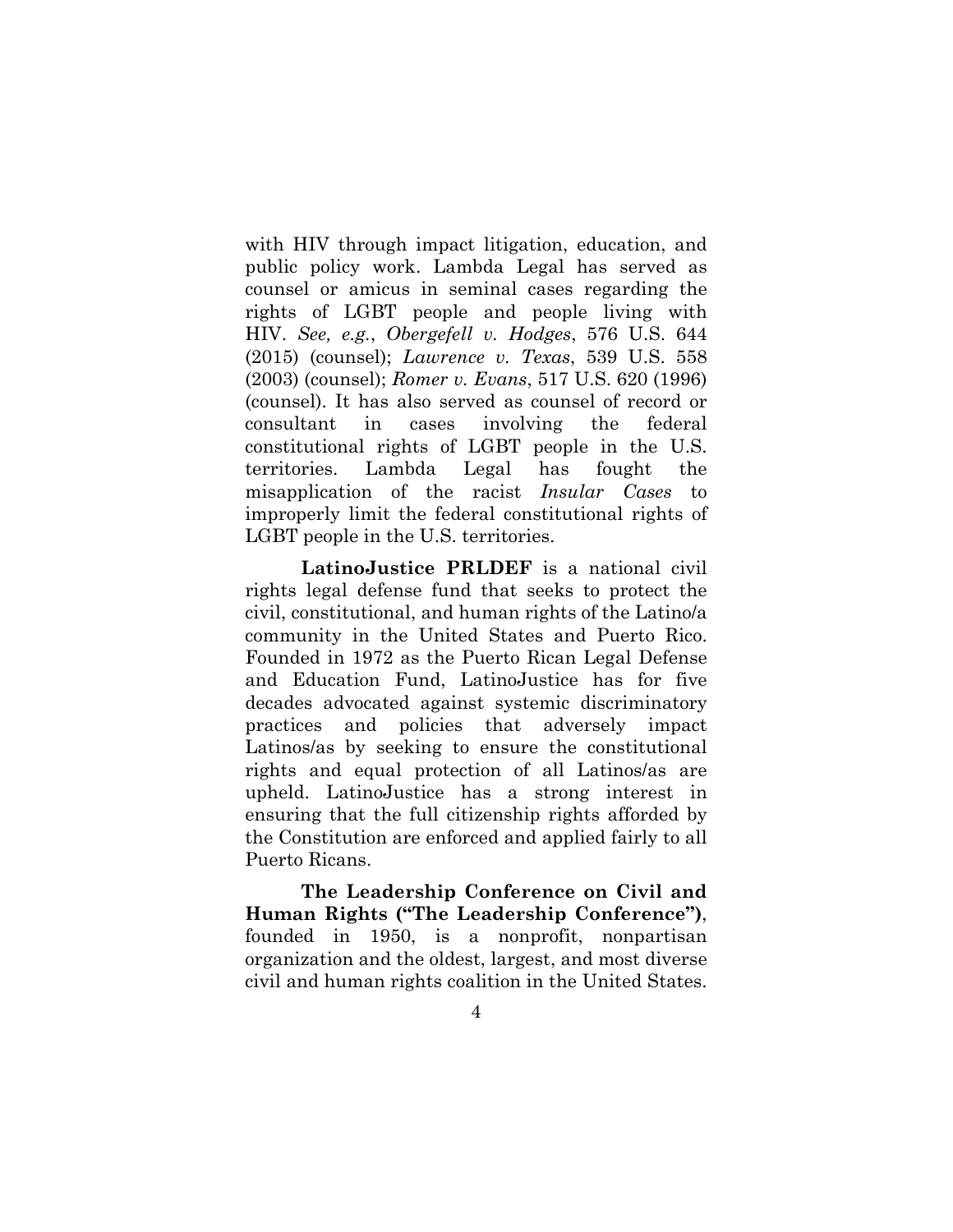with HIV through impact litigation, education, and public policy work. Lambda Legal has served as counsel or amicus in seminal cases regarding the rights of LGBT people and people living with HIV. *See, e.g.*, *Obergefell v. Hodges*, 576 U.S. 644 (2015) (counsel); *Lawrence v. Texas*, 539 U.S. 558 (2003) (counsel); *Romer v. Evans*, 517 U.S. 620 (1996) (counsel). It has also served as counsel of record or consultant in cases involving the federal constitutional rights of LGBT people in the U.S. territories. Lambda Legal has fought the misapplication of the racist *Insular Cases* to improperly limit the federal constitutional rights of LGBT people in the U.S. territories.

**LatinoJustice PRLDEF** is a national civil rights legal defense fund that seeks to protect the civil, constitutional, and human rights of the Latino/a community in the United States and Puerto Rico. Founded in 1972 as the Puerto Rican Legal Defense and Education Fund, LatinoJustice has for five decades advocated against systemic discriminatory practices and policies that adversely impact Latinos/as by seeking to ensure the constitutional rights and equal protection of all Latinos/as are upheld. LatinoJustice has a strong interest in ensuring that the full citizenship rights afforded by the Constitution are enforced and applied fairly to all Puerto Ricans.

**The Leadership Conference on Civil and Human Rights ("The Leadership Conference")**, founded in 1950, is a nonprofit, nonpartisan organization and the oldest, largest, and most diverse civil and human rights coalition in the United States.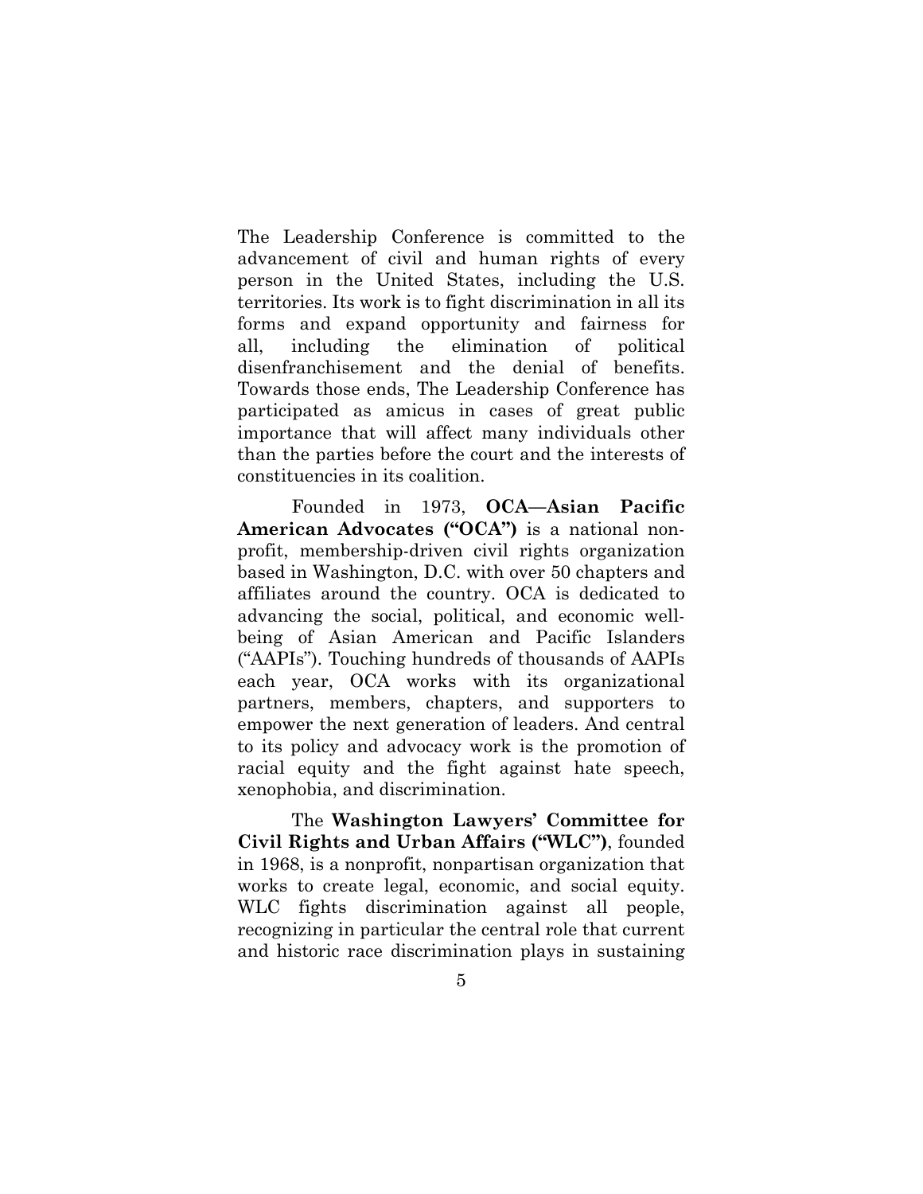The Leadership Conference is committed to the advancement of civil and human rights of every person in the United States, including the U.S. territories. Its work is to fight discrimination in all its forms and expand opportunity and fairness for all, including the elimination of political disenfranchisement and the denial of benefits. Towards those ends, The Leadership Conference has participated as amicus in cases of great public importance that will affect many individuals other than the parties before the court and the interests of constituencies in its coalition.

Founded in 1973, **OCA—Asian Pacific American Advocates ("OCA")** is a national non-profit, membership-driven civil rights organization based in Washington, D.C. with over 50 chapters and affiliates around the country. OCA is dedicated to advancing the social, political, and economic well-being of Asian American and Pacific Islanders ("AAPIs"). Touching hundreds of thousands of AAPIs each year, OCA works with its organizational partners, members, chapters, and supporters to empower the next generation of leaders. And central to its policy and advocacy work is the promotion of racial equity and the fight against hate speech, xenophobia, and discrimination.

The **Washington Lawyers' Committee for Civil Rights and Urban Affairs ("WLC")**, founded in 1968, is a nonprofit, nonpartisan organization that works to create legal, economic, and social equity. WLC fights discrimination against all people, recognizing in particular the central role that current and historic race discrimination plays in sustaining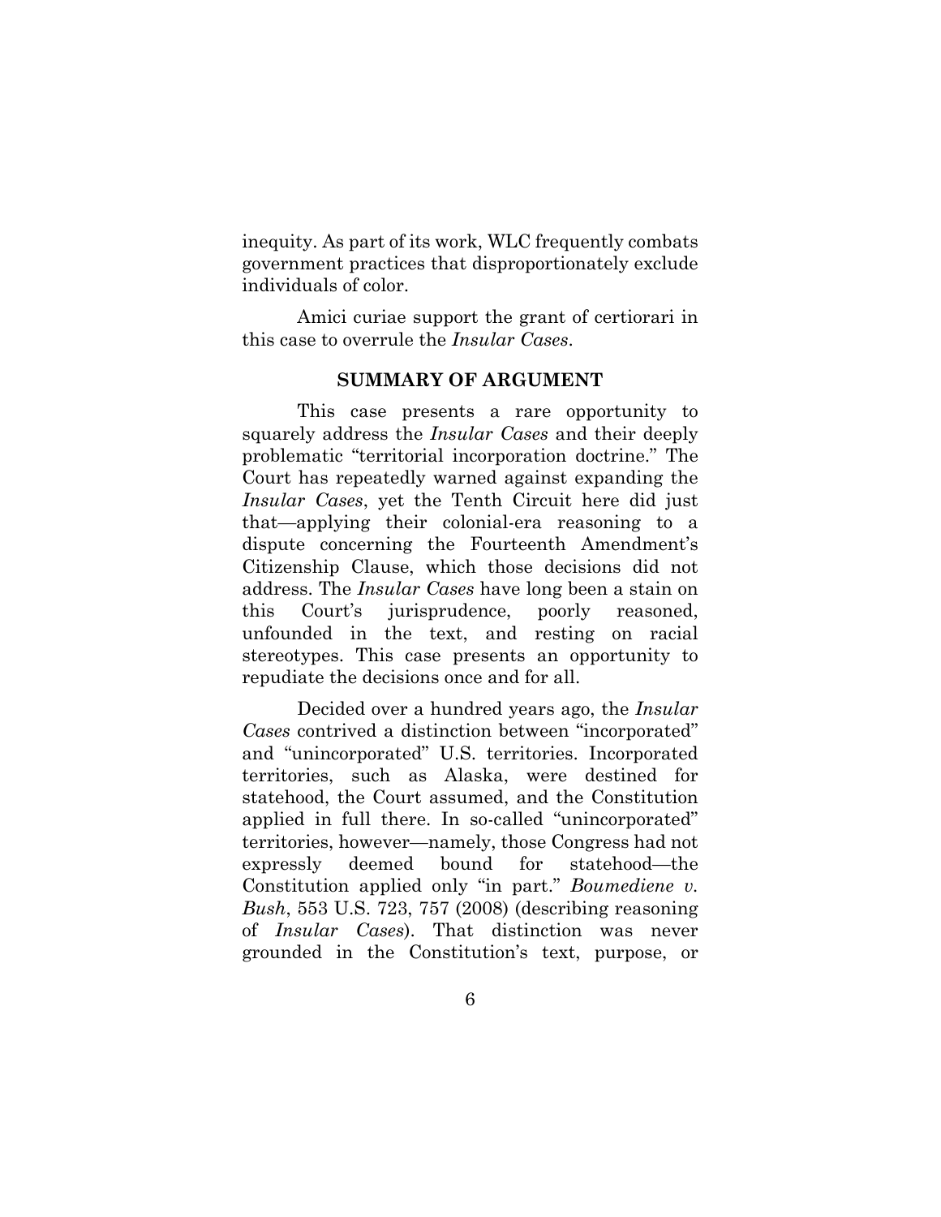inequity. As part of its work, WLC frequently combats government practices that disproportionately exclude individuals of color.

Amici curiae support the grant of certiorari in this case to overrule the *Insular Cases*.

## SUMMARY OF ARGUMENT

This case presents a rare opportunity to squarely address the *Insular Cases* and their deeply problematic "territorial incorporation doctrine." The Court has repeatedly warned against expanding the *Insular Cases*, yet the Tenth Circuit here did just that—applying their colonial-era reasoning to a dispute concerning the Fourteenth Amendment's Citizenship Clause, which those decisions did not address. The *Insular Cases* have long been a stain on this Court's jurisprudence, poorly reasoned, unfounded in the text, and resting on racial stereotypes. This case presents an opportunity to repudiate the decisions once and for all.

Decided over a hundred years ago, the *Insular Cases* contrived a distinction between "incorporated" and "unincorporated" U.S. territories. Incorporated territories, such as Alaska, were destined for statehood, the Court assumed, and the Constitution applied in full there. In so-called "unincorporated" territories, however—namely, those Congress had not expressly deemed bound for statehood—the Constitution applied only "in part." *Boumediene v. Bush*, 553 U.S. 723, 757 (2008) (describing reasoning of *Insular Cases*). That distinction was never grounded in the Constitution's text, purpose, or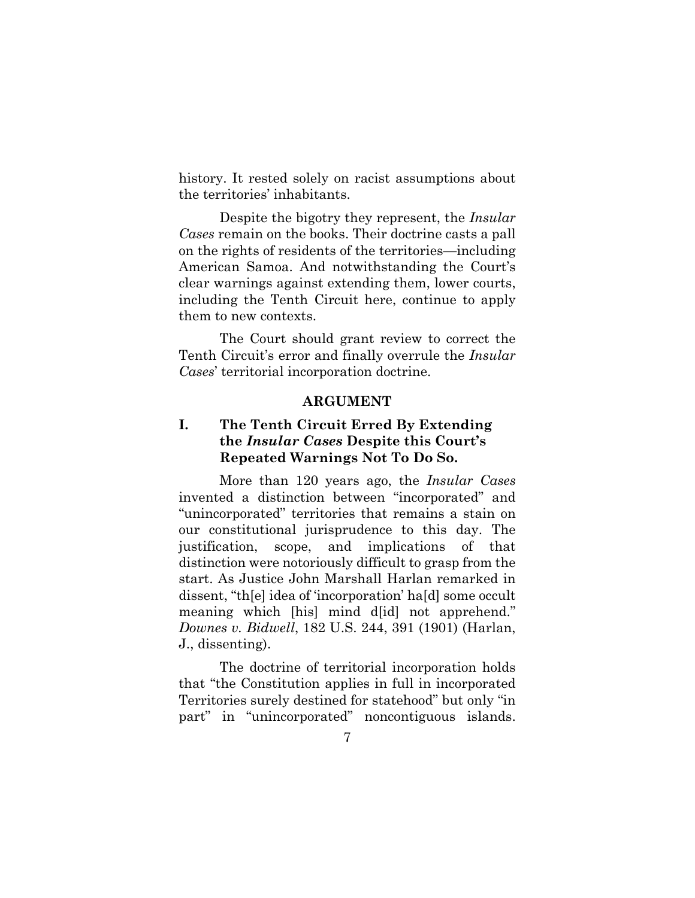history. It rested solely on racist assumptions about the territories' inhabitants.

Despite the bigotry they represent, the *Insular Cases* remain on the books. Their doctrine casts a pall on the rights of residents of the territories—including American Samoa. And notwithstanding the Court's clear warnings against extending them, lower courts, including the Tenth Circuit here, continue to apply them to new contexts.

The Court should grant review to correct the Tenth Circuit's error and finally overrule the *Insular Cases*' territorial incorporation doctrine.

## ARGUMENT

### I. The Tenth Circuit Erred By Extending the *Insular Cases* Despite this Court's Repeated Warnings Not To Do So.

More than 120 years ago, the *Insular Cases* invented a distinction between "incorporated" and "unincorporated" territories that remains a stain on our constitutional jurisprudence to this day. The justification, scope, and implications of that distinction were notoriously difficult to grasp from the start. As Justice John Marshall Harlan remarked in dissent, "th[e] idea of 'incorporation' ha[d] some occult meaning which [his] mind d[id] not apprehend." *Downes v. Bidwell*, 182 U.S. 244, 391 (1901) (Harlan, J., dissenting).

The doctrine of territorial incorporation holds that "the Constitution applies in full in incorporated Territories surely destined for statehood" but only "in part" in "unincorporated" noncontiguous islands.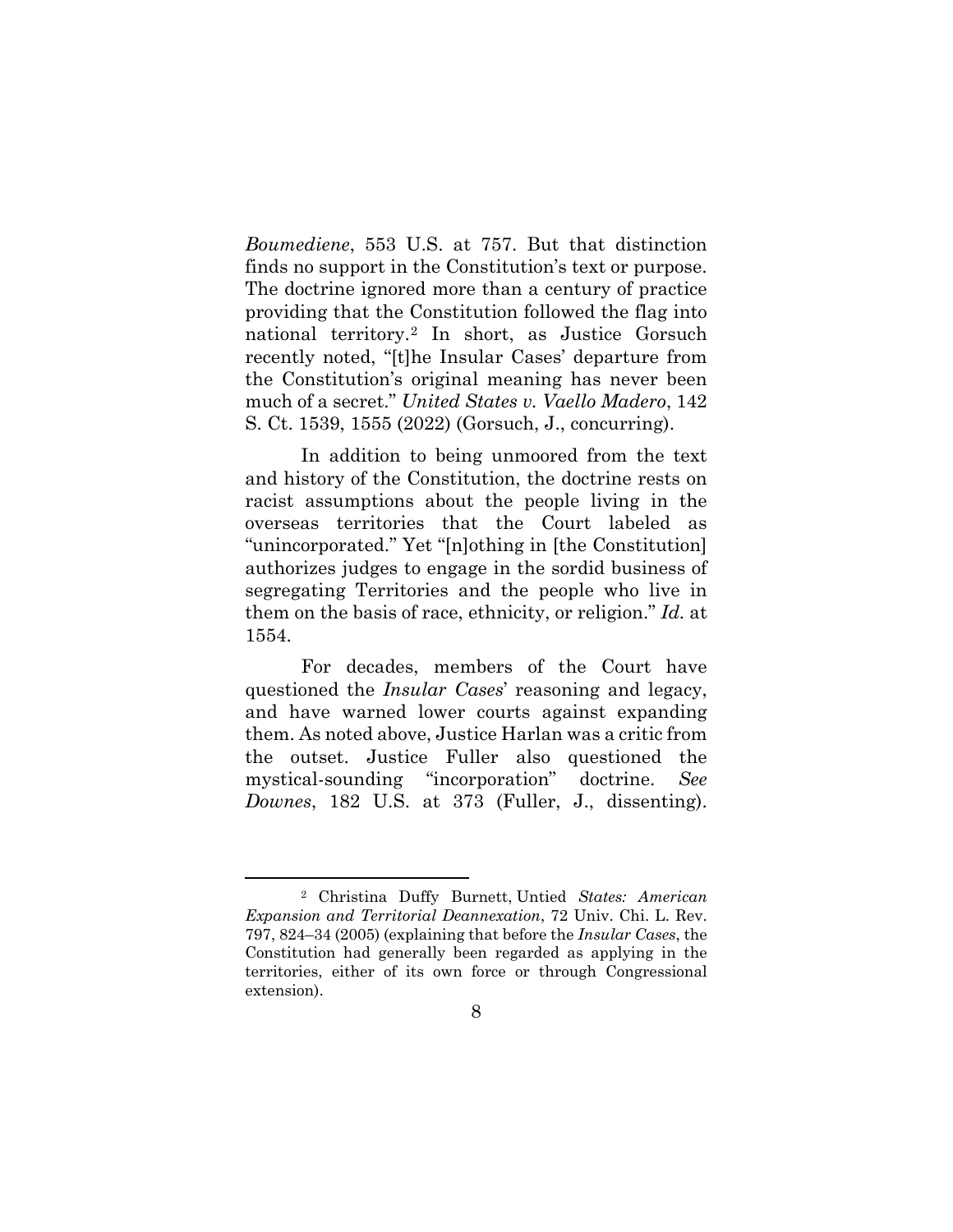*Boumediene*, 553 U.S. at 757. But that distinction finds no support in the Constitution's text or purpose. The doctrine ignored more than a century of practice providing that the Constitution followed the flag into national territory.[2] In short, as Justice Gorsuch recently noted, "[t]he Insular Cases' departure from the Constitution's original meaning has never been much of a secret." *United States v. Vaello Madero*, 142 S. Ct. 1539, 1555 (2022) (Gorsuch, J., concurring).

In addition to being unmoored from the text and history of the Constitution, the doctrine rests on racist assumptions about the people living in the overseas territories that the Court labeled as "unincorporated." Yet "[n]othing in [the Constitution] authorizes judges to engage in the sordid business of segregating Territories and the people who live in them on the basis of race, ethnicity, or religion." *Id.* at 1554.

For decades, members of the Court have questioned the *Insular Cases*' reasoning and legacy, and have warned lower courts against expanding them. As noted above, Justice Harlan was a critic from the outset. Justice Fuller also questioned the mystical-sounding "incorporation" doctrine. *See Downes*, 182 U.S. at 373 (Fuller, J., dissenting).

---

[2] Christina Duffy Burnett, Untied *States: American Expansion and Territorial Deannexation*, 72 Univ. Chi. L. Rev. 797, 824–34 (2005) (explaining that before the *Insular Cases*, the Constitution had generally been regarded as applying in the territories, either of its own force or through Congressional extension).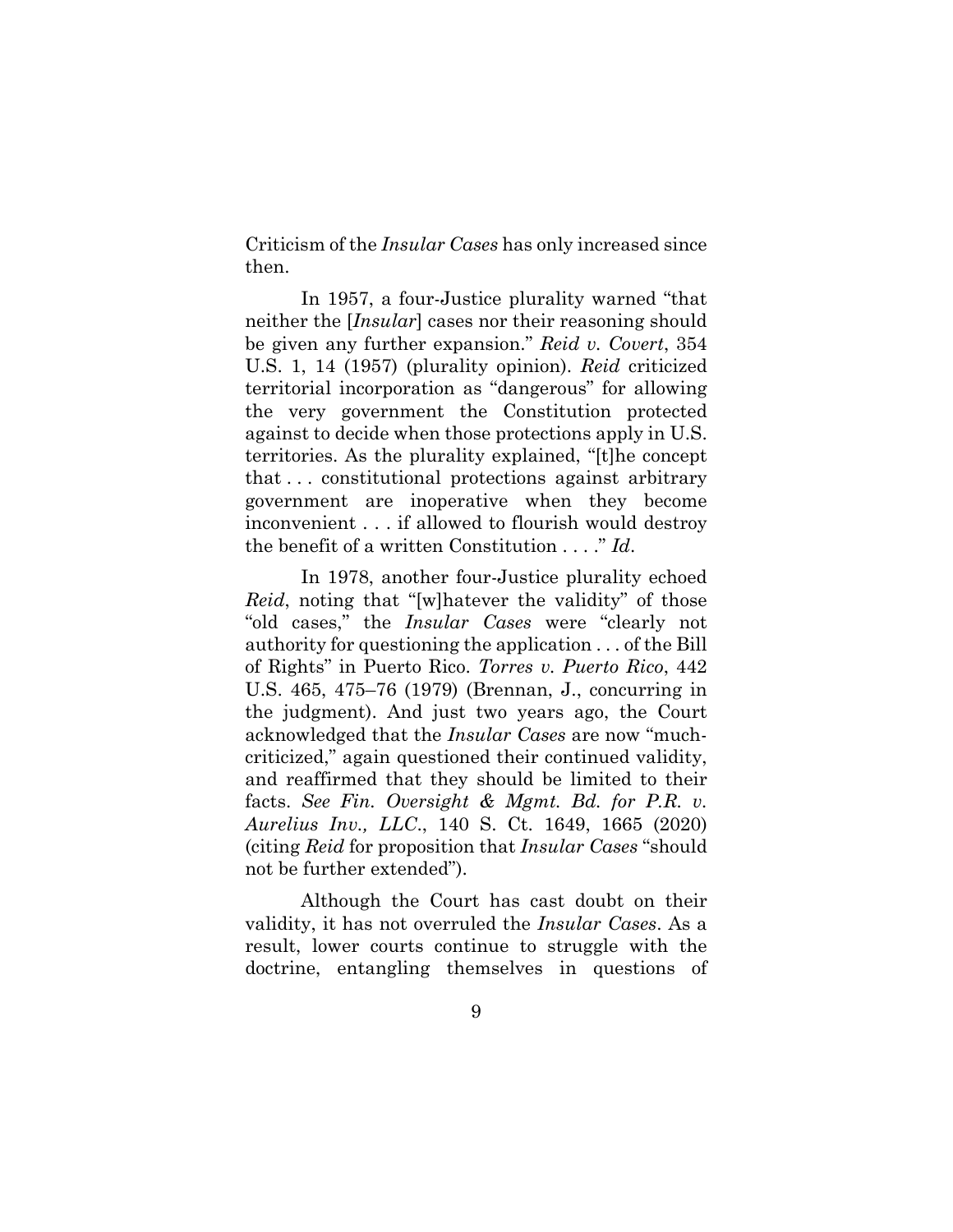Criticism of the *Insular Cases* has only increased since then.

In 1957, a four-Justice plurality warned "that neither the [*Insular*] cases nor their reasoning should be given any further expansion." *Reid v. Covert*, 354 U.S. 1, 14 (1957) (plurality opinion). *Reid* criticized territorial incorporation as "dangerous" for allowing the very government the Constitution protected against to decide when those protections apply in U.S. territories. As the plurality explained, "[t]he concept that . . . constitutional protections against arbitrary government are inoperative when they become inconvenient . . . if allowed to flourish would destroy the benefit of a written Constitution . . . ." *Id*.

In 1978, another four-Justice plurality echoed *Reid*, noting that "[w]hatever the validity" of those "old cases," the *Insular Cases* were "clearly not authority for questioning the application . . . of the Bill of Rights" in Puerto Rico. *Torres v. Puerto Rico*, 442 U.S. 465, 475–76 (1979) (Brennan, J., concurring in the judgment). And just two years ago, the Court acknowledged that the *Insular Cases* are now "much-criticized," again questioned their continued validity, and reaffirmed that they should be limited to their facts. *See Fin. Oversight & Mgmt. Bd. for P.R. v. Aurelius Inv., LLC*., 140 S. Ct. 1649, 1665 (2020) (citing *Reid* for proposition that *Insular Cases* "should not be further extended").

Although the Court has cast doubt on their validity, it has not overruled the *Insular Cases*. As a result, lower courts continue to struggle with the doctrine, entangling themselves in questions of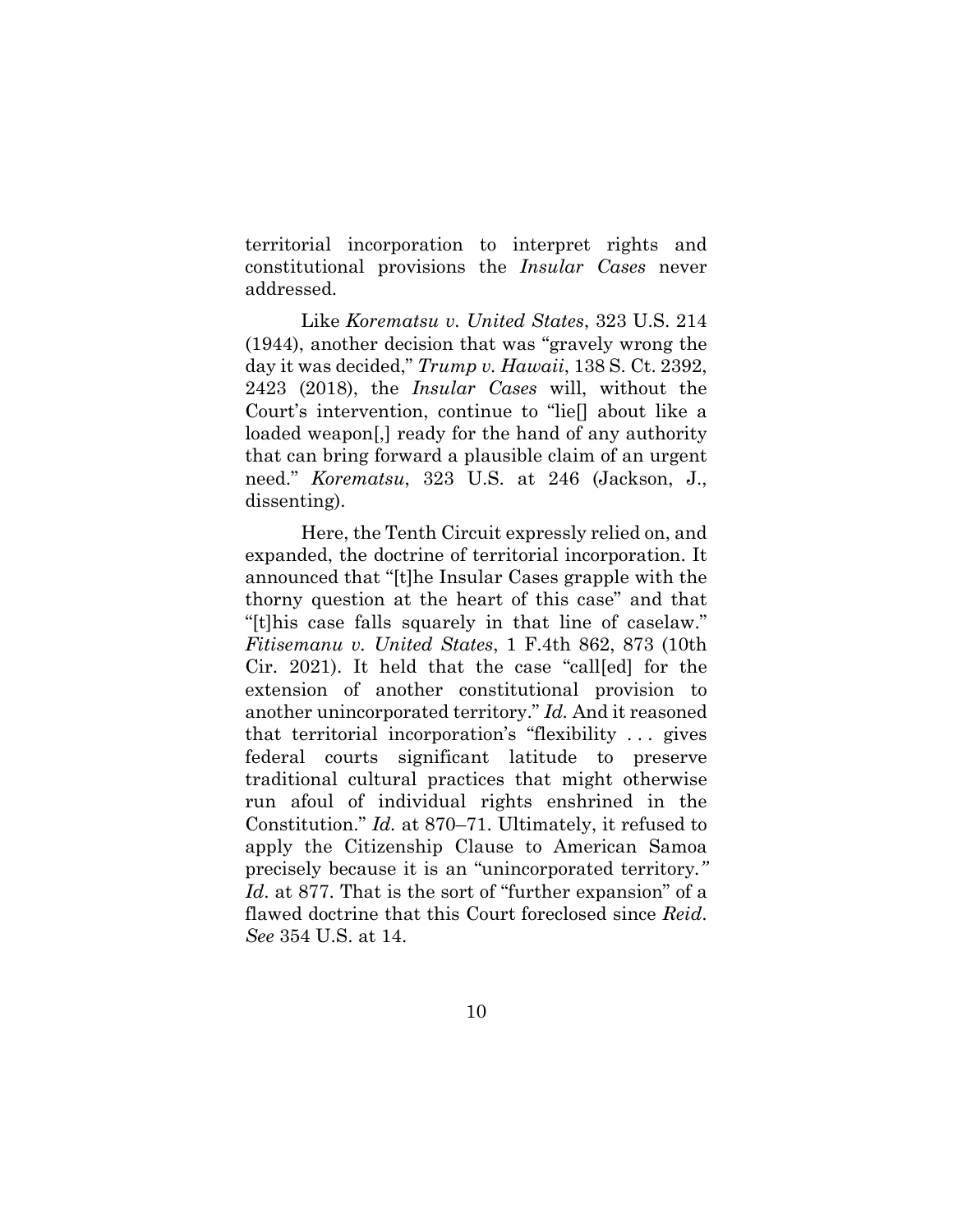territorial incorporation to interpret rights and constitutional provisions the *Insular Cases* never addressed.

Like *Korematsu v. United States*, 323 U.S. 214 (1944), another decision that was "gravely wrong the day it was decided," *Trump v. Hawaii*, 138 S. Ct. 2392, 2423 (2018), the *Insular Cases* will, without the Court's intervention, continue to "lie[] about like a loaded weapon[,] ready for the hand of any authority that can bring forward a plausible claim of an urgent need." *Korematsu*, 323 U.S. at 246 (Jackson, J., dissenting).

Here, the Tenth Circuit expressly relied on, and expanded, the doctrine of territorial incorporation. It announced that "[t]he Insular Cases grapple with the thorny question at the heart of this case" and that "[t]his case falls squarely in that line of caselaw." *Fitisemanu v. United States*, 1 F.4th 862, 873 (10th Cir. 2021). It held that the case "call[ed] for the extension of another constitutional provision to another unincorporated territory." *Id.* And it reasoned that territorial incorporation's "flexibility . . . gives federal courts significant latitude to preserve traditional cultural practices that might otherwise run afoul of individual rights enshrined in the Constitution." *Id.* at 870–71. Ultimately, it refused to apply the Citizenship Clause to American Samoa precisely because it is an "unincorporated territory." *Id*. at 877. That is the sort of "further expansion" of a flawed doctrine that this Court foreclosed since *Reid*. *See* 354 U.S. at 14.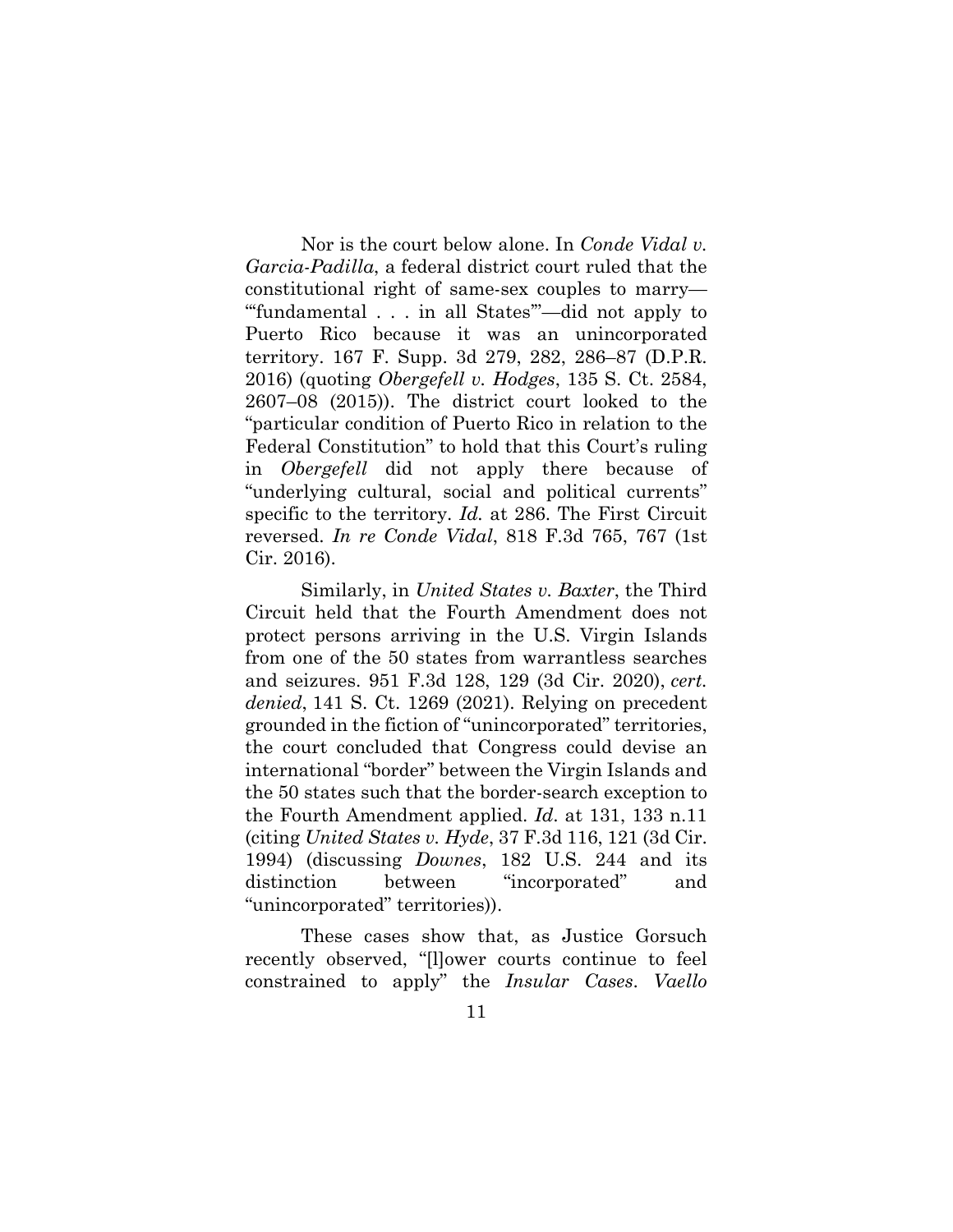Nor is the court below alone. In *Conde Vidal v. Garcia-Padilla*, a federal district court ruled that the constitutional right of same-sex couples to marry—"'fundamental . . . in all States'"—did not apply to Puerto Rico because it was an unincorporated territory. 167 F. Supp. 3d 279, 282, 286–87 (D.P.R. 2016) (quoting *Obergefell v. Hodges*, 135 S. Ct. 2584, 2607–08 (2015)). The district court looked to the "particular condition of Puerto Rico in relation to the Federal Constitution" to hold that this Court's ruling in *Obergefell* did not apply there because of "underlying cultural, social and political currents" specific to the territory. *Id.* at 286. The First Circuit reversed. *In re Conde Vidal*, 818 F.3d 765, 767 (1st Cir. 2016).

Similarly, in *United States v. Baxter*, the Third Circuit held that the Fourth Amendment does not protect persons arriving in the U.S. Virgin Islands from one of the 50 states from warrantless searches and seizures. 951 F.3d 128, 129 (3d Cir. 2020), *cert. denied*, 141 S. Ct. 1269 (2021). Relying on precedent grounded in the fiction of "unincorporated" territories, the court concluded that Congress could devise an international "border" between the Virgin Islands and the 50 states such that the border-search exception to the Fourth Amendment applied. *Id*. at 131, 133 n.11 (citing *United States v. Hyde*, 37 F.3d 116, 121 (3d Cir. 1994) (discussing *Downes*, 182 U.S. 244 and its distinction between "incorporated" and "unincorporated" territories)).

These cases show that, as Justice Gorsuch recently observed, "[l]ower courts continue to feel constrained to apply" the *Insular Cases*. *Vaello*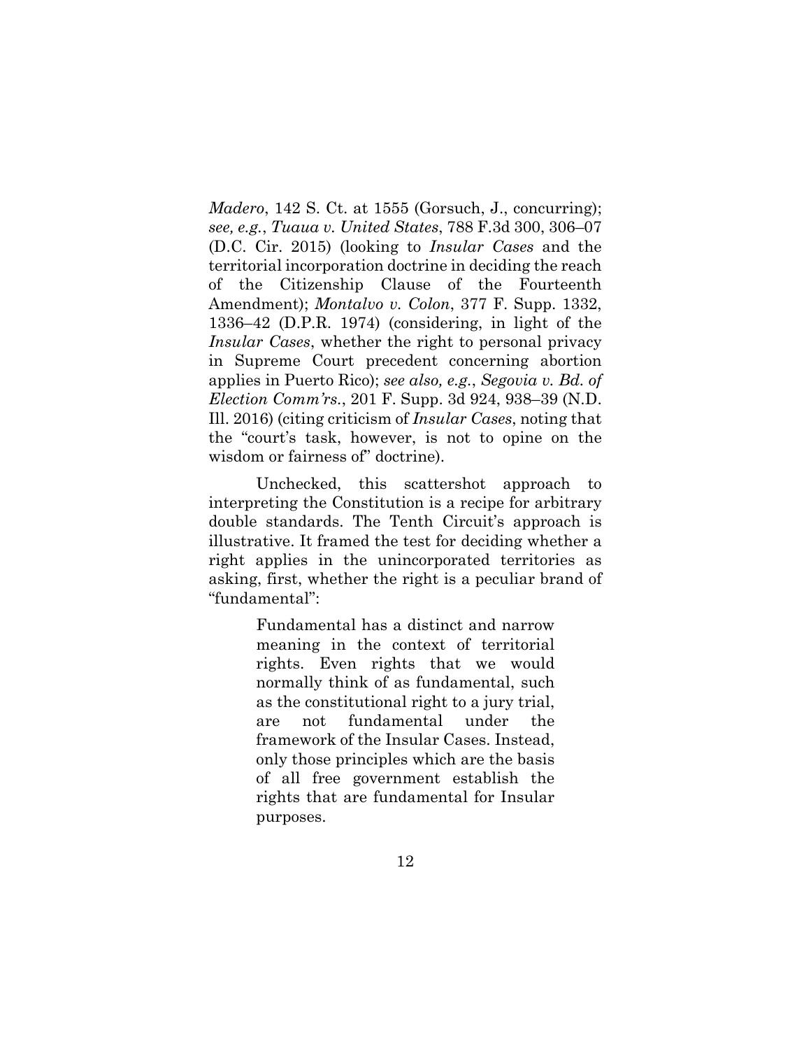*Madero*, 142 S. Ct. at 1555 (Gorsuch, J., concurring); *see, e.g.*, *Tuaua v. United States*, 788 F.3d 300, 306–07 (D.C. Cir. 2015) (looking to *Insular Cases* and the territorial incorporation doctrine in deciding the reach of the Citizenship Clause of the Fourteenth Amendment); *Montalvo v. Colon*, 377 F. Supp. 1332, 1336–42 (D.P.R. 1974) (considering, in light of the *Insular Cases*, whether the right to personal privacy in Supreme Court precedent concerning abortion applies in Puerto Rico); *see also, e.g.*, *Segovia v. Bd. of Election Comm'rs.*, 201 F. Supp. 3d 924, 938–39 (N.D. Ill. 2016) (citing criticism of *Insular Cases*, noting that the "court's task, however, is not to opine on the wisdom or fairness of" doctrine).

Unchecked, this scattershot approach to interpreting the Constitution is a recipe for arbitrary double standards. The Tenth Circuit's approach is illustrative. It framed the test for deciding whether a right applies in the unincorporated territories as asking, first, whether the right is a peculiar brand of "fundamental":

> Fundamental has a distinct and narrow meaning in the context of territorial rights. Even rights that we would normally think of as fundamental, such as the constitutional right to a jury trial, are not fundamental under the framework of the Insular Cases. Instead, only those principles which are the basis of all free government establish the rights that are fundamental for Insular purposes.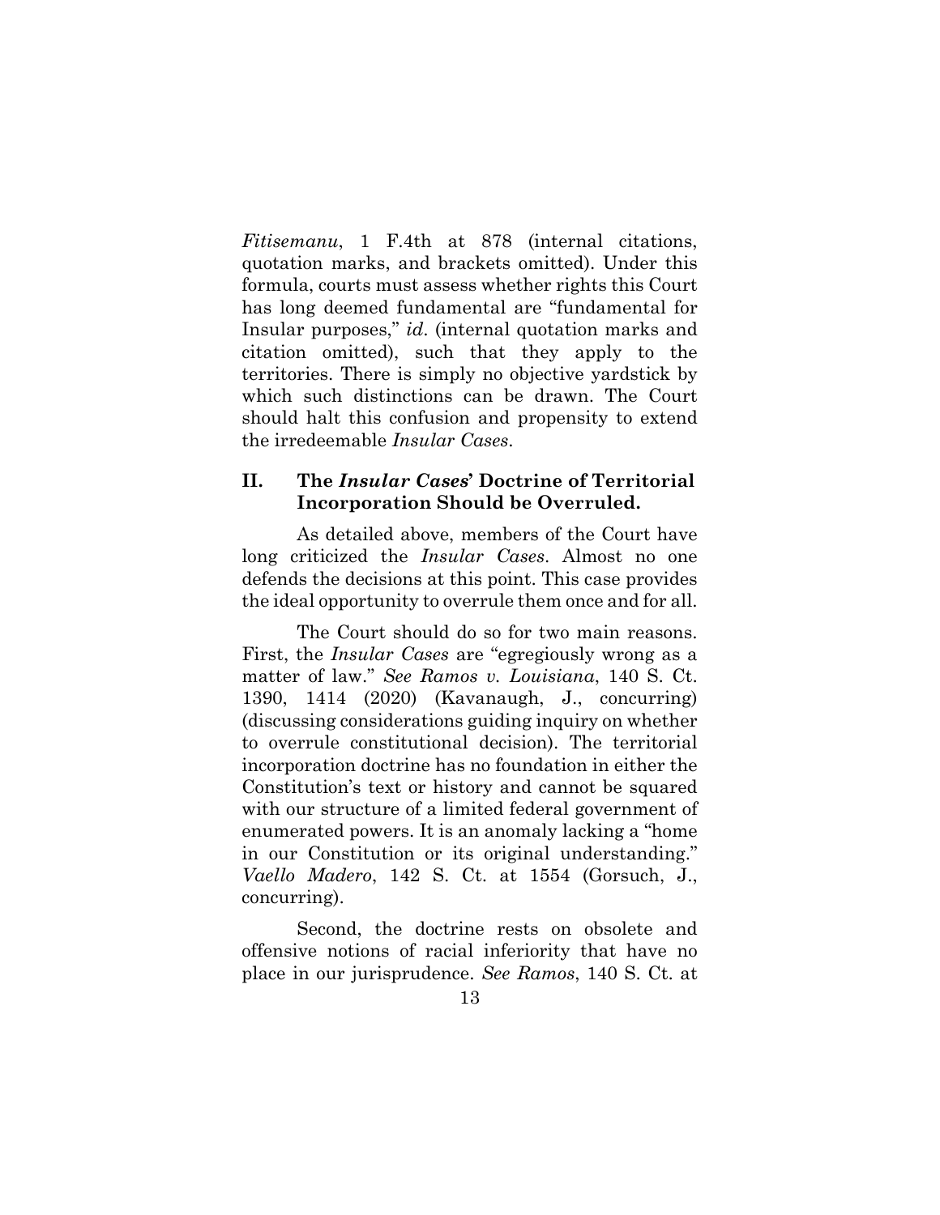*Fitisemanu*, 1 F.4th at 878 (internal citations, quotation marks, and brackets omitted). Under this formula, courts must assess whether rights this Court has long deemed fundamental are "fundamental for Insular purposes," *id*. (internal quotation marks and citation omitted), such that they apply to the territories. There is simply no objective yardstick by which such distinctions can be drawn. The Court should halt this confusion and propensity to extend the irredeemable *Insular Cases*.

## II. The *Insular Cases*' Doctrine of Territorial Incorporation Should be Overruled.

As detailed above, members of the Court have long criticized the *Insular Cases*. Almost no one defends the decisions at this point. This case provides the ideal opportunity to overrule them once and for all.

The Court should do so for two main reasons. First, the *Insular Cases* are "egregiously wrong as a matter of law." *See Ramos v. Louisiana*, 140 S. Ct. 1390, 1414 (2020) (Kavanaugh, J., concurring) (discussing considerations guiding inquiry on whether to overrule constitutional decision). The territorial incorporation doctrine has no foundation in either the Constitution's text or history and cannot be squared with our structure of a limited federal government of enumerated powers. It is an anomaly lacking a "home in our Constitution or its original understanding." *Vaello Madero*, 142 S. Ct. at 1554 (Gorsuch, J., concurring).

Second, the doctrine rests on obsolete and offensive notions of racial inferiority that have no place in our jurisprudence. *See Ramos*, 140 S. Ct. at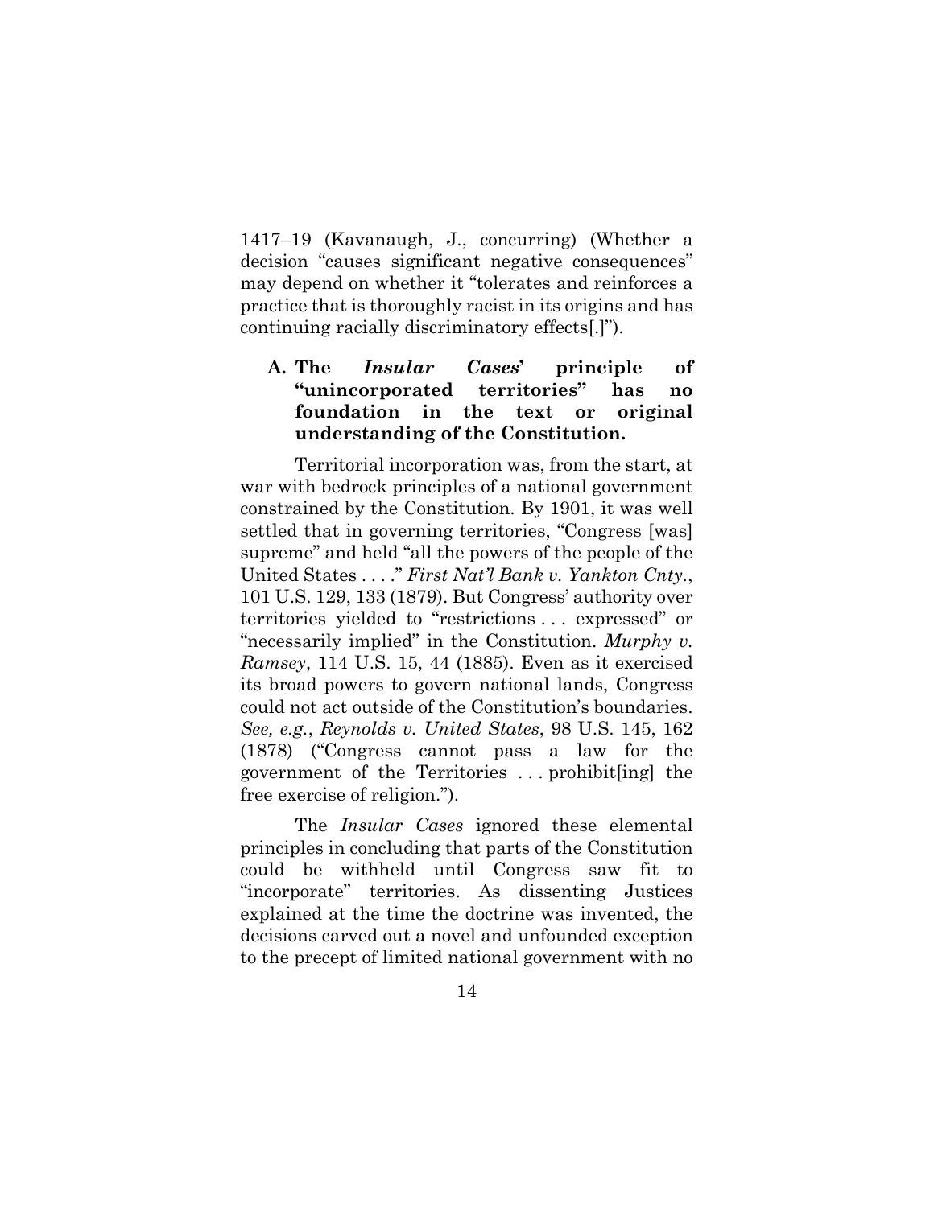1417–19 (Kavanaugh, J., concurring) (Whether a decision "causes significant negative consequences" may depend on whether it "tolerates and reinforces a practice that is thoroughly racist in its origins and has continuing racially discriminatory effects[.]").

### A. The *Insular Cases*' principle of "unincorporated territories" has no foundation in the text or original understanding of the Constitution.

Territorial incorporation was, from the start, at war with bedrock principles of a national government constrained by the Constitution. By 1901, it was well settled that in governing territories, "Congress [was] supreme" and held "all the powers of the people of the United States . . . ." *First Nat'l Bank v. Yankton Cnty.*, 101 U.S. 129, 133 (1879). But Congress' authority over territories yielded to "restrictions . . . expressed" or "necessarily implied" in the Constitution. *Murphy v. Ramsey*, 114 U.S. 15, 44 (1885). Even as it exercised its broad powers to govern national lands, Congress could not act outside of the Constitution's boundaries. *See, e.g.*, *Reynolds v. United States*, 98 U.S. 145, 162 (1878) ("Congress cannot pass a law for the government of the Territories . . . prohibit[ing] the free exercise of religion.").

The *Insular Cases* ignored these elemental principles in concluding that parts of the Constitution could be withheld until Congress saw fit to "incorporate" territories. As dissenting Justices explained at the time the doctrine was invented, the decisions carved out a novel and unfounded exception to the precept of limited national government with no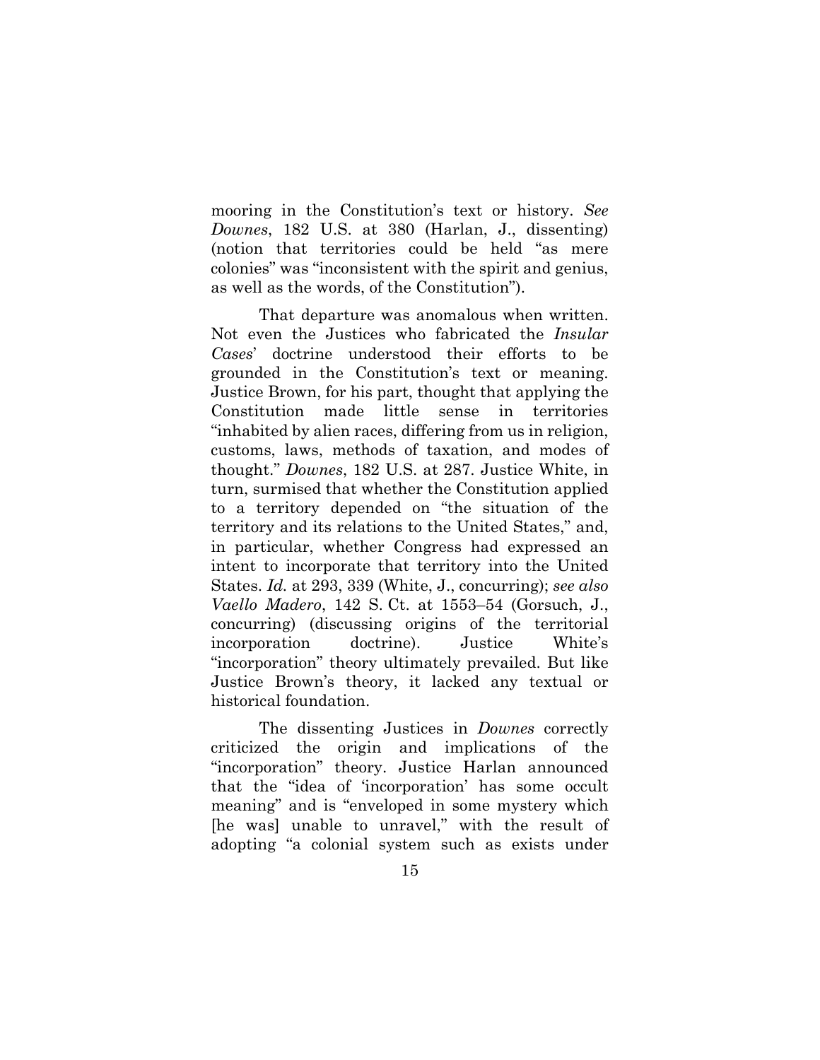mooring in the Constitution's text or history. *See Downes*, 182 U.S. at 380 (Harlan, J., dissenting) (notion that territories could be held "as mere colonies" was "inconsistent with the spirit and genius, as well as the words, of the Constitution").

That departure was anomalous when written. Not even the Justices who fabricated the *Insular Cases*' doctrine understood their efforts to be grounded in the Constitution's text or meaning. Justice Brown, for his part, thought that applying the Constitution made little sense in territories "inhabited by alien races, differing from us in religion, customs, laws, methods of taxation, and modes of thought." *Downes*, 182 U.S. at 287. Justice White, in turn, surmised that whether the Constitution applied to a territory depended on "the situation of the territory and its relations to the United States," and, in particular, whether Congress had expressed an intent to incorporate that territory into the United States. *Id.* at 293, 339 (White, J., concurring); *see also Vaello Madero*, 142 S. Ct. at 1553–54 (Gorsuch, J., concurring) (discussing origins of the territorial incorporation doctrine). Justice White's "incorporation" theory ultimately prevailed. But like Justice Brown's theory, it lacked any textual or historical foundation.

The dissenting Justices in *Downes* correctly criticized the origin and implications of the "incorporation" theory. Justice Harlan announced that the "idea of 'incorporation' has some occult meaning" and is "enveloped in some mystery which [he was] unable to unravel," with the result of adopting "a colonial system such as exists under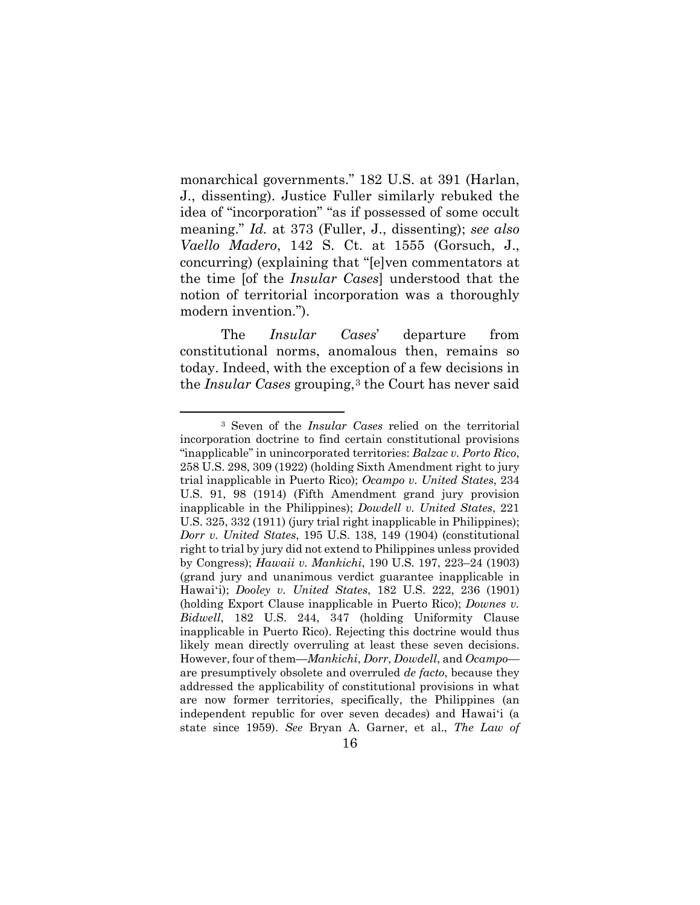monarchical governments." 182 U.S. at 391 (Harlan, J., dissenting). Justice Fuller similarly rebuked the idea of "incorporation" "as if possessed of some occult meaning." *Id.* at 373 (Fuller, J., dissenting); *see also Vaello Madero*, 142 S. Ct. at 1555 (Gorsuch, J., concurring) (explaining that "[e]ven commentators at the time [of the *Insular Cases*] understood that the notion of territorial incorporation was a thoroughly modern invention.").

The *Insular Cases*' departure from constitutional norms, anomalous then, remains so today. Indeed, with the exception of a few decisions in the *Insular Cases* grouping,[3] the Court has never said

---

[3] Seven of the *Insular Cases* relied on the territorial incorporation doctrine to find certain constitutional provisions "inapplicable" in unincorporated territories: *Balzac v. Porto Rico*, 258 U.S. 298, 309 (1922) (holding Sixth Amendment right to jury trial inapplicable in Puerto Rico); *Ocampo v. United States*, 234 U.S. 91, 98 (1914) (Fifth Amendment grand jury provision inapplicable in the Philippines); *Dowdell v. United States*, 221 U.S. 325, 332 (1911) (jury trial right inapplicable in Philippines); *Dorr v. United States*, 195 U.S. 138, 149 (1904) (constitutional right to trial by jury did not extend to Philippines unless provided by Congress); *Hawaii v. Mankichi*, 190 U.S. 197, 223–24 (1903) (grand jury and unanimous verdict guarantee inapplicable in Hawai'i); *Dooley v. United States*, 182 U.S. 222, 236 (1901) (holding Export Clause inapplicable in Puerto Rico); *Downes v. Bidwell*, 182 U.S. 244, 347 (holding Uniformity Clause inapplicable in Puerto Rico). Rejecting this doctrine would thus likely mean directly overruling at least these seven decisions. However, four of them—*Mankichi*, *Dorr*, *Dowdell*, and *Ocampo*—are presumptively obsolete and overruled *de facto*, because they addressed the applicability of constitutional provisions in what are now former territories, specifically, the Philippines (an independent republic for over seven decades) and Hawai'i (a state since 1959). *See* Bryan A. Garner, et al., *The Law of*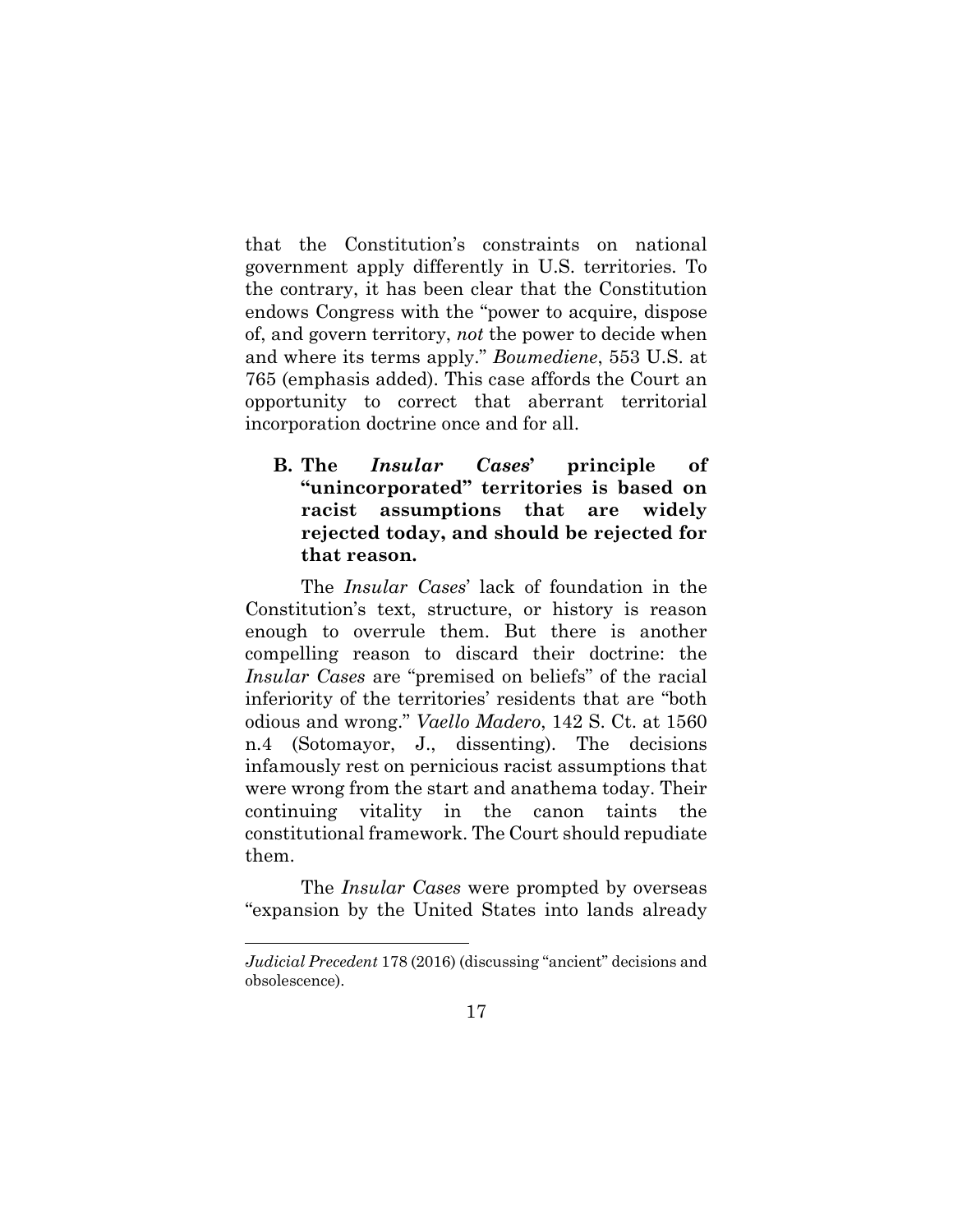that the Constitution's constraints on national government apply differently in U.S. territories. To the contrary, it has been clear that the Constitution endows Congress with the "power to acquire, dispose of, and govern territory, *not* the power to decide when and where its terms apply." *Boumediene*, 553 U.S. at 765 (emphasis added). This case affords the Court an opportunity to correct that aberrant territorial incorporation doctrine once and for all.

### B. The *Insular Cases*' principle of "unincorporated" territories is based on racist assumptions that are widely rejected today, and should be rejected for that reason.

The *Insular Cases*' lack of foundation in the Constitution's text, structure, or history is reason enough to overrule them. But there is another compelling reason to discard their doctrine: the *Insular Cases* are "premised on beliefs" of the racial inferiority of the territories' residents that are "both odious and wrong." *Vaello Madero*, 142 S. Ct. at 1560 n.4 (Sotomayor, J., dissenting). The decisions infamously rest on pernicious racist assumptions that were wrong from the start and anathema today. Their continuing vitality in the canon taints the constitutional framework. The Court should repudiate them.

The *Insular Cases* were prompted by overseas "expansion by the United States into lands already

---

*Judicial Precedent* 178 (2016) (discussing "ancient" decisions and obsolescence).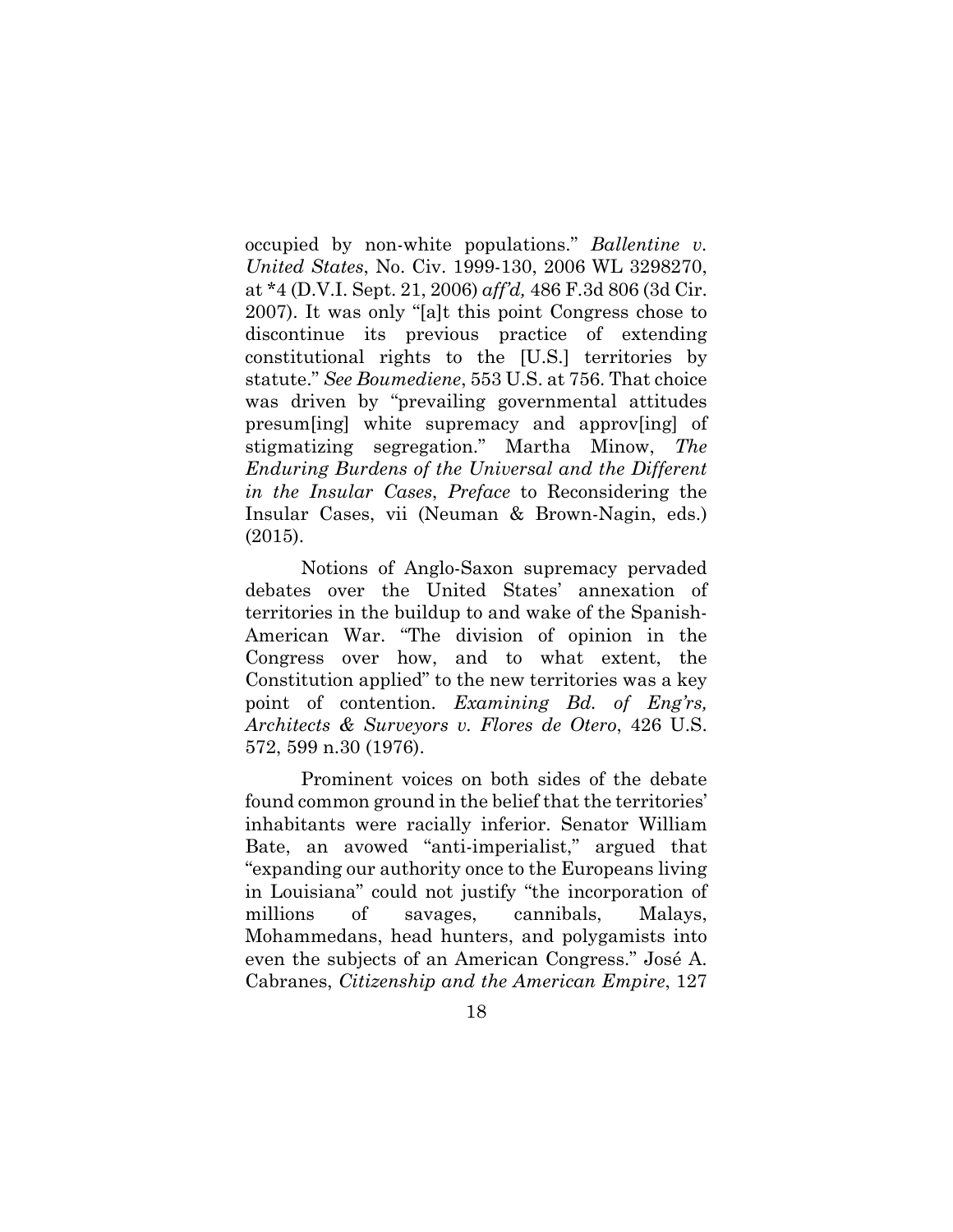occupied by non-white populations." *Ballentine v. United States*, No. Civ. 1999-130, 2006 WL 3298270, at *4 (D.V.I. Sept. 21, 2006) *aff'd,* 486 F.3d 806 (3d Cir. 2007). It was only "[a]t this point Congress chose to discontinue its previous practice of extending constitutional rights to the [U.S.] territories by statute." *See Boumediene*, 553 U.S. at 756. That choice was driven by "prevailing governmental attitudes presum[ing] white supremacy and approv[ing] of stigmatizing segregation." Martha Minow, *The Enduring Burdens of the Universal and the Different in the Insular Cases*, *Preface* to Reconsidering the Insular Cases, vii (Neuman & Brown-Nagin, eds.) (2015).

Notions of Anglo-Saxon supremacy pervaded debates over the United States' annexation of territories in the buildup to and wake of the Spanish-American War. "The division of opinion in the Congress over how, and to what extent, the Constitution applied" to the new territories was a key point of contention. *Examining Bd. of Eng'rs, Architects & Surveyors v. Flores de Otero*, 426 U.S. 572, 599 n.30 (1976).

Prominent voices on both sides of the debate found common ground in the belief that the territories' inhabitants were racially inferior. Senator William Bate, an avowed "anti-imperialist," argued that "expanding our authority once to the Europeans living in Louisiana" could not justify "the incorporation of millions of savages, cannibals, Malays, Mohammedans, head hunters, and polygamists into even the subjects of an American Congress." José A. Cabranes, *Citizenship and the American Empire*, 127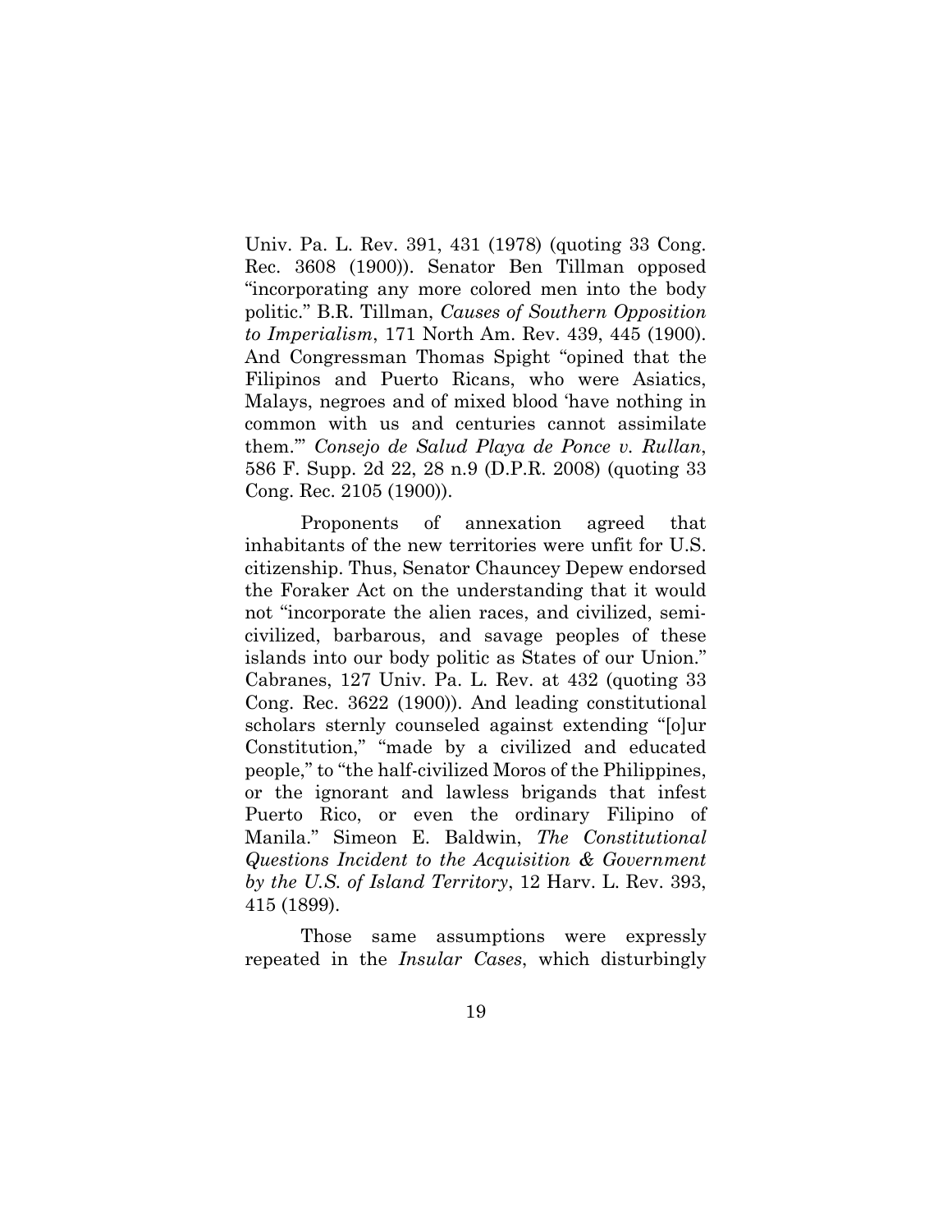Univ. Pa. L. Rev. 391, 431 (1978) (quoting 33 Cong. Rec. 3608 (1900)). Senator Ben Tillman opposed "incorporating any more colored men into the body politic." B.R. Tillman, *Causes of Southern Opposition to Imperialism*, 171 North Am. Rev. 439, 445 (1900). And Congressman Thomas Spight "opined that the Filipinos and Puerto Ricans, who were Asiatics, Malays, negroes and of mixed blood 'have nothing in common with us and centuries cannot assimilate them.'" *Consejo de Salud Playa de Ponce v. Rullan*, 586 F. Supp. 2d 22, 28 n.9 (D.P.R. 2008) (quoting 33 Cong. Rec. 2105 (1900)).

Proponents of annexation agreed that inhabitants of the new territories were unfit for U.S. citizenship. Thus, Senator Chauncey Depew endorsed the Foraker Act on the understanding that it would not "incorporate the alien races, and civilized, semi-civilized, barbarous, and savage peoples of these islands into our body politic as States of our Union." Cabranes, 127 Univ. Pa. L. Rev. at 432 (quoting 33 Cong. Rec. 3622 (1900)). And leading constitutional scholars sternly counseled against extending "[o]ur Constitution," "made by a civilized and educated people," to "the half-civilized Moros of the Philippines, or the ignorant and lawless brigands that infest Puerto Rico, or even the ordinary Filipino of Manila." Simeon E. Baldwin, *The Constitutional Questions Incident to the Acquisition & Government by the U.S. of Island Territory*, 12 Harv. L. Rev. 393, 415 (1899).

Those same assumptions were expressly repeated in the *Insular Cases*, which disturbingly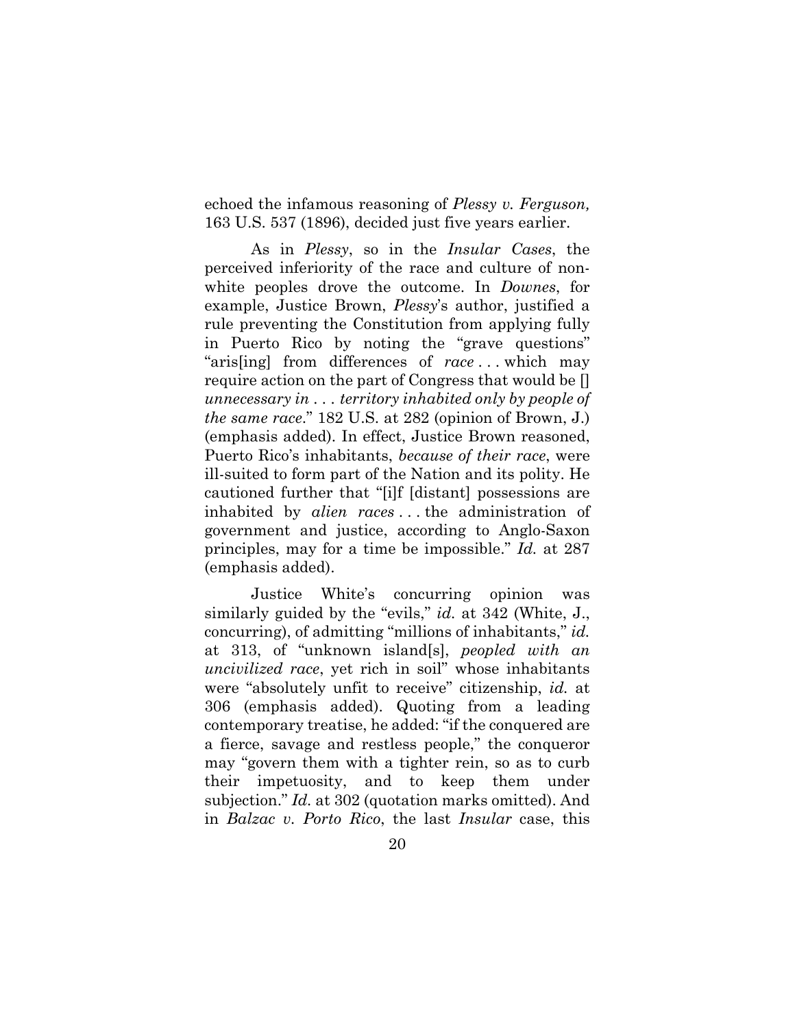echoed the infamous reasoning of *Plessy v. Ferguson,* 163 U.S. 537 (1896), decided just five years earlier.

As in *Plessy*, so in the *Insular Cases*, the perceived inferiority of the race and culture of non-white peoples drove the outcome. In *Downes*, for example, Justice Brown, *Plessy*'s author, justified a rule preventing the Constitution from applying fully in Puerto Rico by noting the "grave questions" "aris[ing] from differences of *race* . . . which may require action on the part of Congress that would be [] *unnecessary in . . . territory inhabited only by people of the same race*." 182 U.S. at 282 (opinion of Brown, J.) (emphasis added). In effect, Justice Brown reasoned, Puerto Rico's inhabitants, *because of their race*, were ill-suited to form part of the Nation and its polity. He cautioned further that "[i]f [distant] possessions are inhabited by *alien races* . . . the administration of government and justice, according to Anglo-Saxon principles, may for a time be impossible." *Id.* at 287 (emphasis added).

Justice White's concurring opinion was similarly guided by the "evils," *id.* at 342 (White, J., concurring), of admitting "millions of inhabitants," *id.* at 313, of "unknown island[s], *peopled with an uncivilized race*, yet rich in soil" whose inhabitants were "absolutely unfit to receive" citizenship, *id.* at 306 (emphasis added). Quoting from a leading contemporary treatise, he added: "if the conquered are a fierce, savage and restless people," the conqueror may "govern them with a tighter rein, so as to curb their impetuosity, and to keep them under subjection." *Id.* at 302 (quotation marks omitted). And in *Balzac v. Porto Rico*, the last *Insular* case, this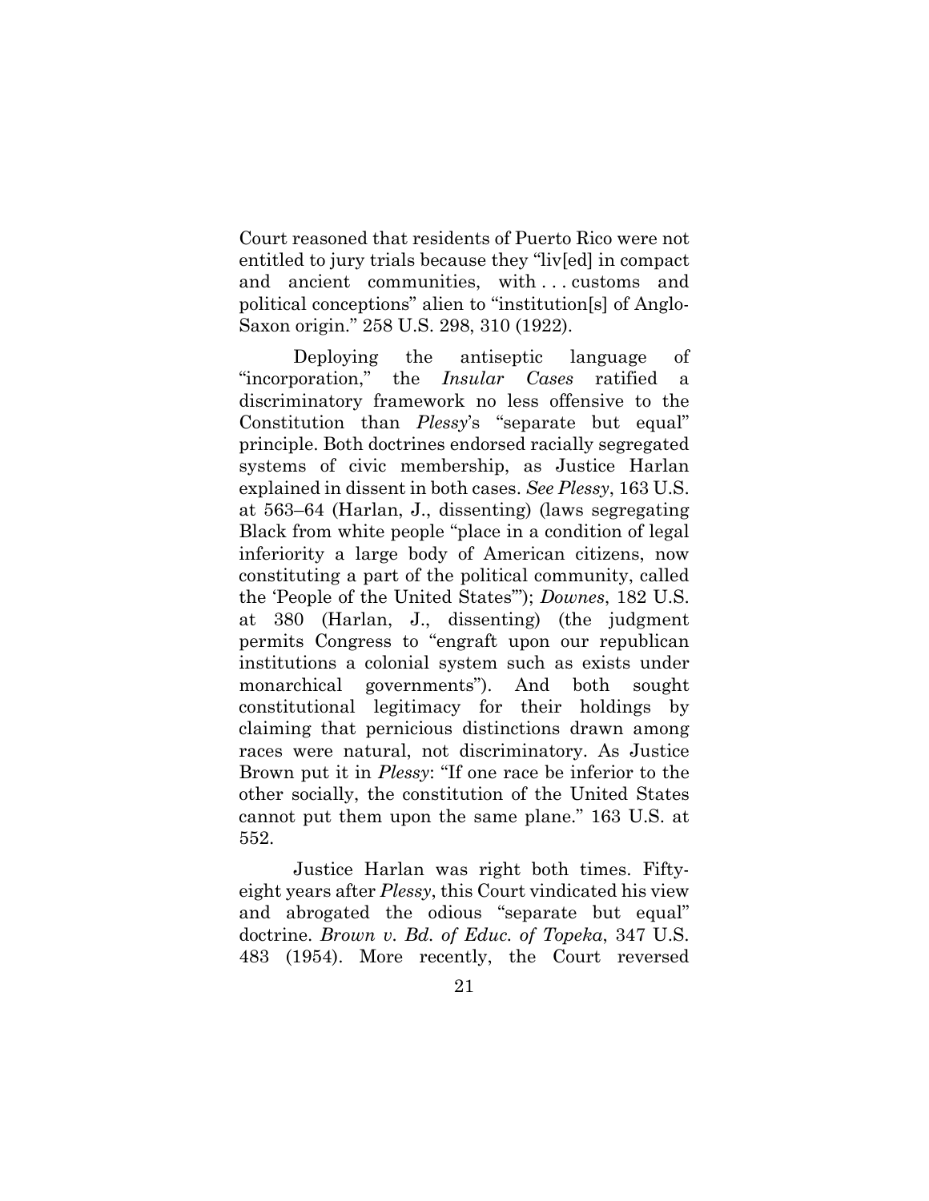Court reasoned that residents of Puerto Rico were not entitled to jury trials because they "liv[ed] in compact and ancient communities, with . . . customs and political conceptions" alien to "institution[s] of Anglo-Saxon origin." 258 U.S. 298, 310 (1922).

Deploying the antiseptic language of "incorporation," the *Insular Cases* ratified a discriminatory framework no less offensive to the Constitution than *Plessy*'s "separate but equal" principle. Both doctrines endorsed racially segregated systems of civic membership, as Justice Harlan explained in dissent in both cases. *See Plessy*, 163 U.S. at 563–64 (Harlan, J., dissenting) (laws segregating Black from white people "place in a condition of legal inferiority a large body of American citizens, now constituting a part of the political community, called the 'People of the United States'"); *Downes*, 182 U.S. at 380 (Harlan, J., dissenting) (the judgment permits Congress to "engraft upon our republican institutions a colonial system such as exists under monarchical governments"). And both sought constitutional legitimacy for their holdings by claiming that pernicious distinctions drawn among races were natural, not discriminatory. As Justice Brown put it in *Plessy*: "If one race be inferior to the other socially, the constitution of the United States cannot put them upon the same plane." 163 U.S. at 552.

Justice Harlan was right both times. Fifty-eight years after *Plessy*, this Court vindicated his view and abrogated the odious "separate but equal" doctrine. *Brown v. Bd. of Educ. of Topeka*, 347 U.S. 483 (1954). More recently, the Court reversed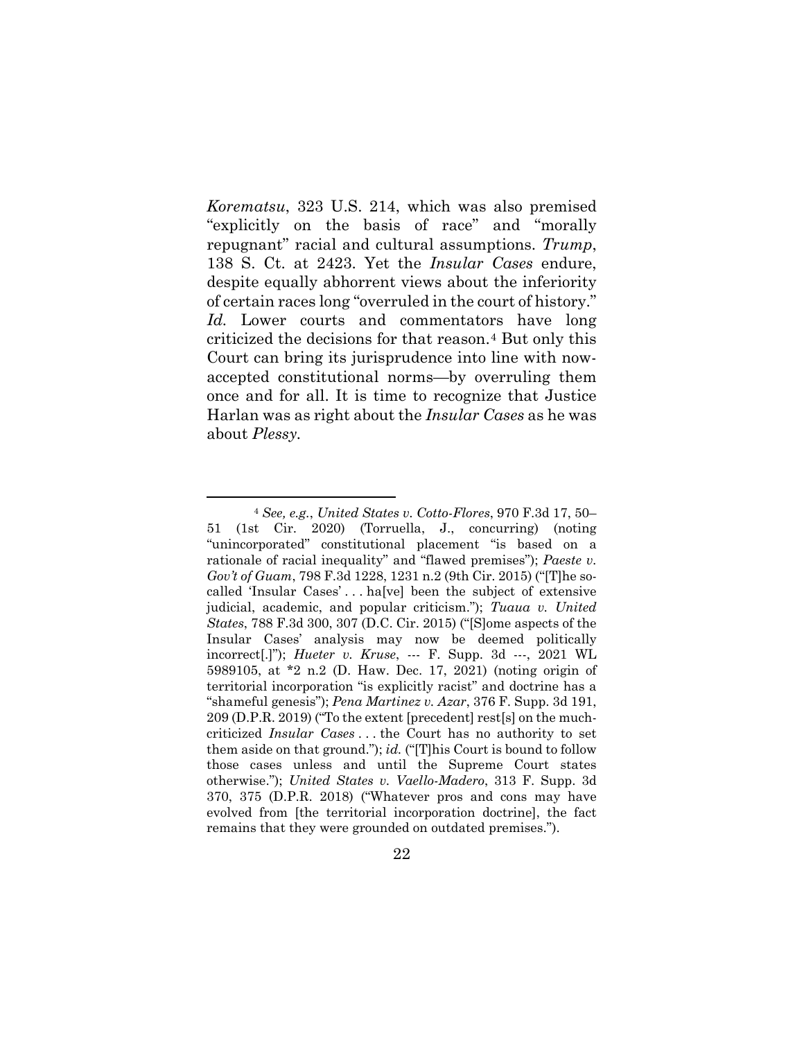*Korematsu*, 323 U.S. 214, which was also premised "explicitly on the basis of race" and "morally repugnant" racial and cultural assumptions. *Trump*, 138 S. Ct. at 2423. Yet the *Insular Cases* endure, despite equally abhorrent views about the inferiority of certain races long "overruled in the court of history." *Id.* Lower courts and commentators have long criticized the decisions for that reason.[4] But only this Court can bring its jurisprudence into line with now-accepted constitutional norms—by overruling them once and for all. It is time to recognize that Justice Harlan was as right about the *Insular Cases* as he was about *Plessy*.

---

[4] *See, e.g.*, *United States v. Cotto-Flores*, 970 F.3d 17, 50–51 (1st Cir. 2020) (Torruella, J., concurring) (noting "unincorporated" constitutional placement "is based on a rationale of racial inequality" and "flawed premises"); *Paeste v. Gov't of Guam*, 798 F.3d 1228, 1231 n.2 (9th Cir. 2015) ("[T]he so-called 'Insular Cases' . . . ha[ve] been the subject of extensive judicial, academic, and popular criticism."); *Tuaua v. United States*, 788 F.3d 300, 307 (D.C. Cir. 2015) ("[S]ome aspects of the Insular Cases' analysis may now be deemed politically incorrect[.]"); *Hueter v. Kruse*, --- F. Supp. 3d ---, 2021 WL 5989105, at *2 n.2 (D. Haw. Dec. 17, 2021) (noting origin of territorial incorporation "is explicitly racist" and doctrine has a "shameful genesis"); *Pena Martinez v. Azar*, 376 F. Supp. 3d 191, 209 (D.P.R. 2019) ("To the extent [precedent] rest[s] on the much-criticized *Insular Cases* . . . the Court has no authority to set them aside on that ground."); *id.* ("[T]his Court is bound to follow those cases unless and until the Supreme Court states otherwise."); *United States v. Vaello-Madero*, 313 F. Supp. 3d 370, 375 (D.P.R. 2018) ("Whatever pros and cons may have evolved from [the territorial incorporation doctrine], the fact remains that they were grounded on outdated premises.").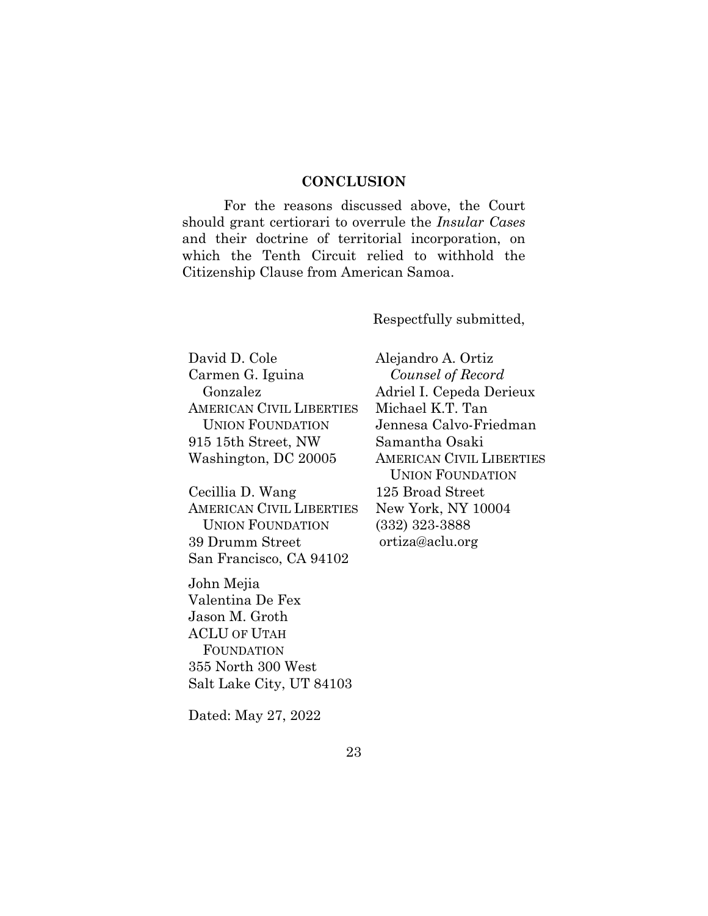## CONCLUSION

For the reasons discussed above, the Court should grant certiorari to overrule the *Insular Cases* and their doctrine of territorial incorporation, on which the Tenth Circuit relied to withhold the Citizenship Clause from American Samoa.

Respectfully submitted,

David D. Cole
Carmen G. Iguina Gonzalez
AMERICAN CIVIL LIBERTIES UNION FOUNDATION
915 15th Street, NW
Washington, DC 20005

Cecillia D. Wang
AMERICAN CIVIL LIBERTIES UNION FOUNDATION
39 Drumm Street
San Francisco, CA 94102

John Mejia
Valentina De Fex
Jason M. Groth
ACLU OF UTAH FOUNDATION
355 North 300 West
Salt Lake City, UT 84103

Alejandro A. Ortiz
*Counsel of Record*
Adriel I. Cepeda Derieux
Michael K.T. Tan
Jennesa Calvo-Friedman
Samantha Osaki
AMERICAN CIVIL LIBERTIES UNION FOUNDATION
125 Broad Street
New York, NY 10004
(332) 323-3888
ortiza@aclu.org

Dated: May 27, 2022